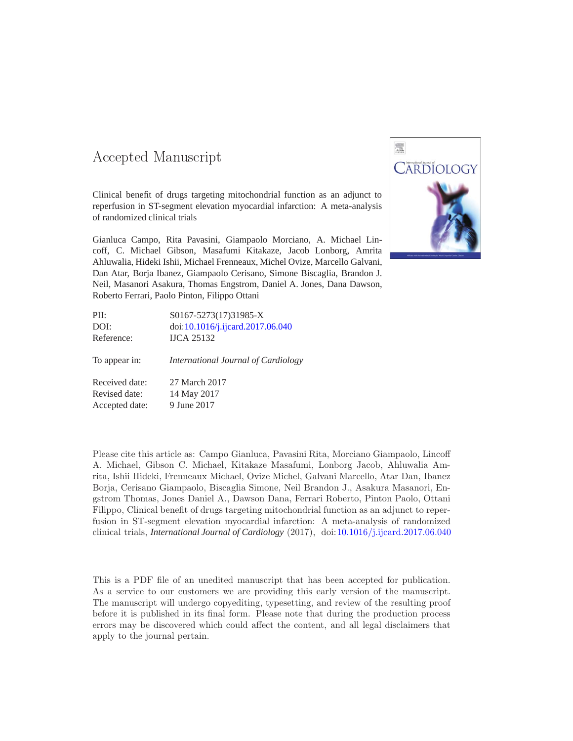# Accepted Manuscript

Clinical benefit of drugs targeting mitochondrial function as an adjunct to reperfusion in ST-segment elevation myocardial infarction: A meta-analysis of randomized clinical trials

Gianluca Campo, Rita Pavasini, Giampaolo Morciano, A. Michael Lincoff, C. Michael Gibson, Masafumi Kitakaze, Jacob Lonborg, Amrita Ahluwalia, Hideki Ishii, Michael Frenneaux, Michel Ovize, Marcello Galvani, Dan Atar, Borja Ibanez, Giampaolo Cerisano, Simone Biscaglia, Brandon J. Neil, Masanori Asakura, Thomas Engstrom, Daniel A. Jones, Dana Dawson, Roberto Ferrari, Paolo Pinton, Filippo Ottani

| | |
|---|---|
| PII: | S0167-5273(17)31985-X |
| DOI: | doi:10.1016/j.ijcard.2017.06.040 |
| Reference: | IJCA 25132 |
| To appear in: | *International Journal of Cardiology* |
| Received date: | 27 March 2017 |
| Revised date: | 14 May 2017 |
| Accepted date: | 9 June 2017 |

Please cite this article as: Campo Gianluca, Pavasini Rita, Morciano Giampaolo, Lincoff A. Michael, Gibson C. Michael, Kitakaze Masafumi, Lonborg Jacob, Ahluwalia Amrita, Ishii Hideki, Frenneaux Michael, Ovize Michel, Galvani Marcello, Atar Dan, Ibanez Borja, Cerisano Giampaolo, Biscaglia Simone, Neil Brandon J., Asakura Masanori, Engstrom Thomas, Jones Daniel A., Dawson Dana, Ferrari Roberto, Pinton Paolo, Ottani Filippo, Clinical benefit of drugs targeting mitochondrial function as an adjunct to reperfusion in ST-segment elevation myocardial infarction: A meta-analysis of randomized clinical trials, *International Journal of Cardiology* (2017), doi:10.1016/j.ijcard.2017.06.040

This is a PDF file of an unedited manuscript that has been accepted for publication. As a service to our customers we are providing this early version of the manuscript. The manuscript will undergo copyediting, typesetting, and review of the resulting proof before it is published in its final form. Please note that during the production process errors may be discovered which could affect the content, and all legal disclaimers that apply to the journal pertain.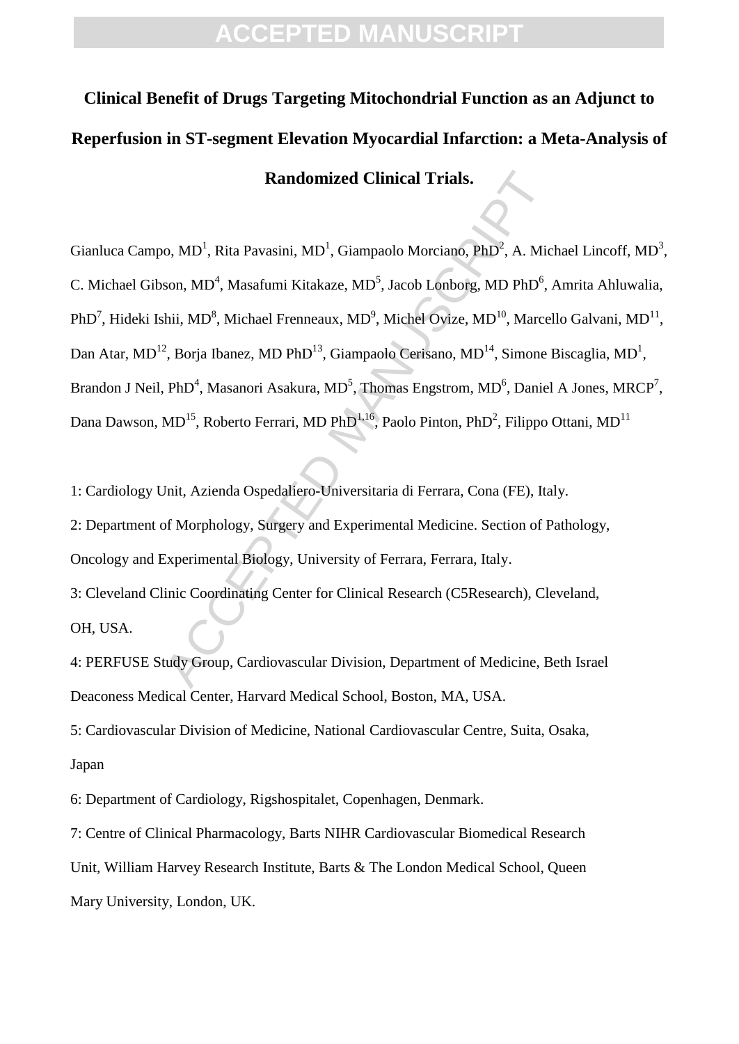# Clinical Benefit of Drugs Targeting Mitochondrial Function as an Adjunct to Reperfusion in ST-segment Elevation Myocardial Infarction: a Meta-Analysis of Randomized Clinical Trials.

Gianluca Campo, MD[1], Rita Pavasini, MD[1], Giampaolo Morciano, PhD[2], A. Michael Lincoff, MD[3], C. Michael Gibson, MD[4], Masafumi Kitakaze, MD[5], Jacob Lonborg, MD PhD[6], Amrita Ahluwalia, PhD[7], Hideki Ishii, MD[8], Michael Frenneaux, MD[9], Michel Ovize, MD[10], Marcello Galvani, MD[11], Dan Atar, MD[12], Borja Ibanez, MD PhD[13], Giampaolo Cerisano, MD[14], Simone Biscaglia, MD[1], Brandon J Neil, PhD[4], Masanori Asakura, MD[5], Thomas Engstrom, MD[6], Daniel A Jones, MRCP[7], Dana Dawson, MD[15], Roberto Ferrari, MD PhD[1,16], Paolo Pinton, PhD[2], Filippo Ottani, MD[11]

1: Cardiology Unit, Azienda Ospedaliero-Universitaria di Ferrara, Cona (FE), Italy.

2: Department of Morphology, Surgery and Experimental Medicine. Section of Pathology, Oncology and Experimental Biology, University of Ferrara, Ferrara, Italy.

3: Cleveland Clinic Coordinating Center for Clinical Research (C5Research), Cleveland, OH, USA.

4: PERFUSE Study Group, Cardiovascular Division, Department of Medicine, Beth Israel Deaconess Medical Center, Harvard Medical School, Boston, MA, USA.

5: Cardiovascular Division of Medicine, National Cardiovascular Centre, Suita, Osaka, Japan

6: Department of Cardiology, Rigshospitalet, Copenhagen, Denmark.

7: Centre of Clinical Pharmacology, Barts NIHR Cardiovascular Biomedical Research Unit, William Harvey Research Institute, Barts & The London Medical School, Queen Mary University, London, UK.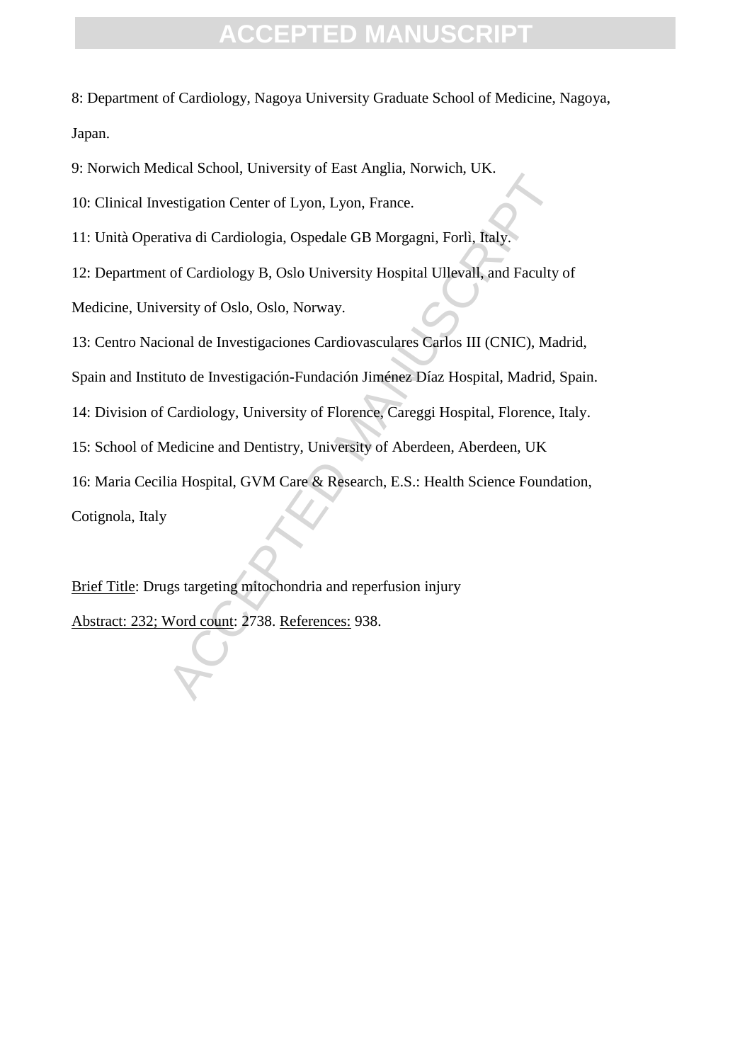8: Department of Cardiology, Nagoya University Graduate School of Medicine, Nagoya, Japan.

9: Norwich Medical School, University of East Anglia, Norwich, UK.

10: Clinical Investigation Center of Lyon, Lyon, France.

11: Unità Operativa di Cardiologia, Ospedale GB Morgagni, Forlì, Italy.

12: Department of Cardiology B, Oslo University Hospital Ullevall, and Faculty of Medicine, University of Oslo, Oslo, Norway.

13: Centro Nacional de Investigaciones Cardiovasculares Carlos III (CNIC), Madrid, Spain and Instituto de Investigación-Fundación Jiménez Díaz Hospital, Madrid, Spain.

14: Division of Cardiology, University of Florence, Careggi Hospital, Florence, Italy.

15: School of Medicine and Dentistry, University of Aberdeen, Aberdeen, UK

16: Maria Cecilia Hospital, GVM Care & Research, E.S.: Health Science Foundation, Cotignola, Italy

Brief Title: Drugs targeting mitochondria and reperfusion injury

Abstract: 232; Word count: 2738. References: 938.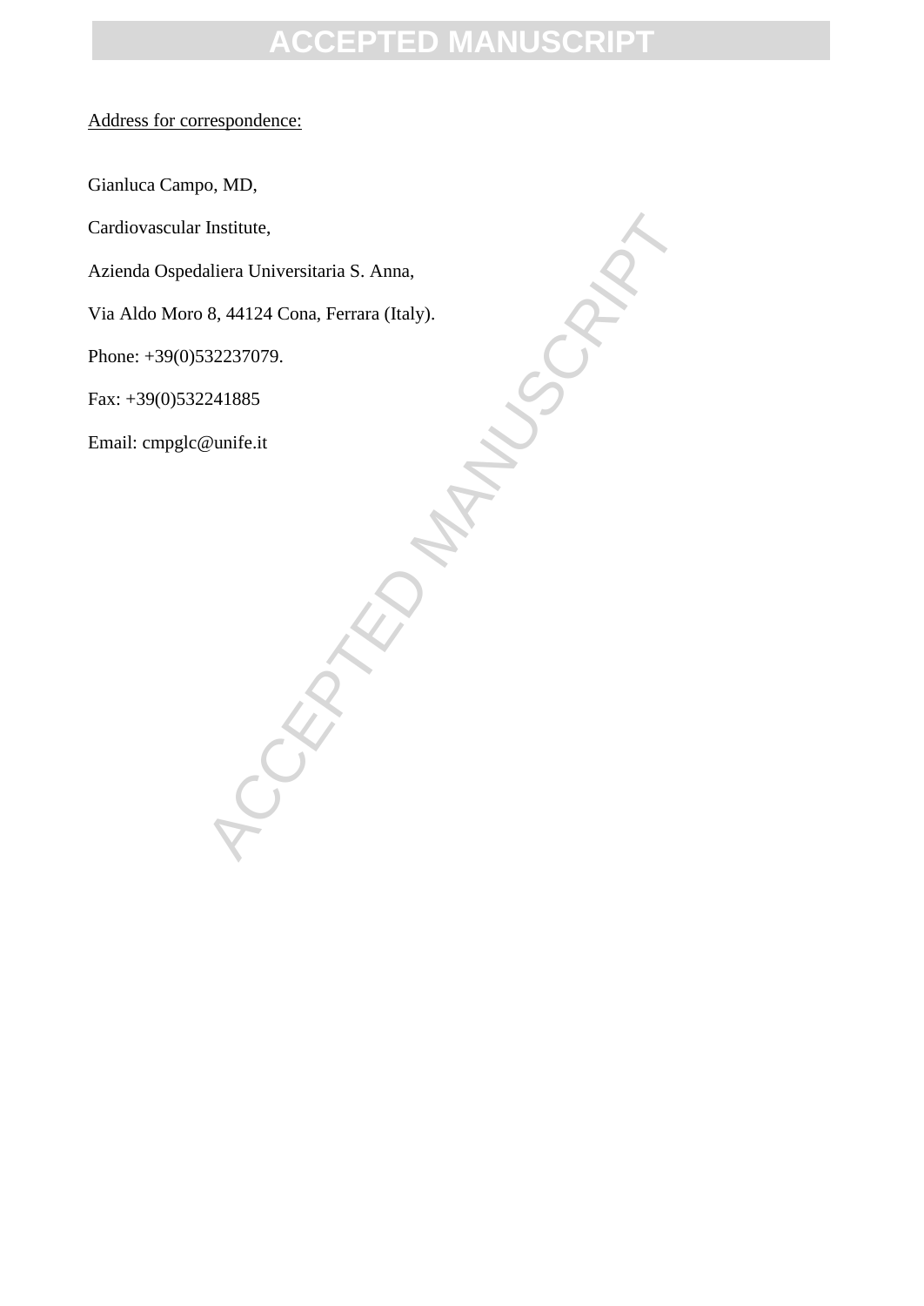Address for correspondence:

Gianluca Campo, MD,

Cardiovascular Institute,

Azienda Ospedaliera Universitaria S. Anna,

Via Aldo Moro 8, 44124 Cona, Ferrara (Italy).

Phone: +39(0)532237079.

Fax: +39(0)532241885

Email: cmpglc@unife.it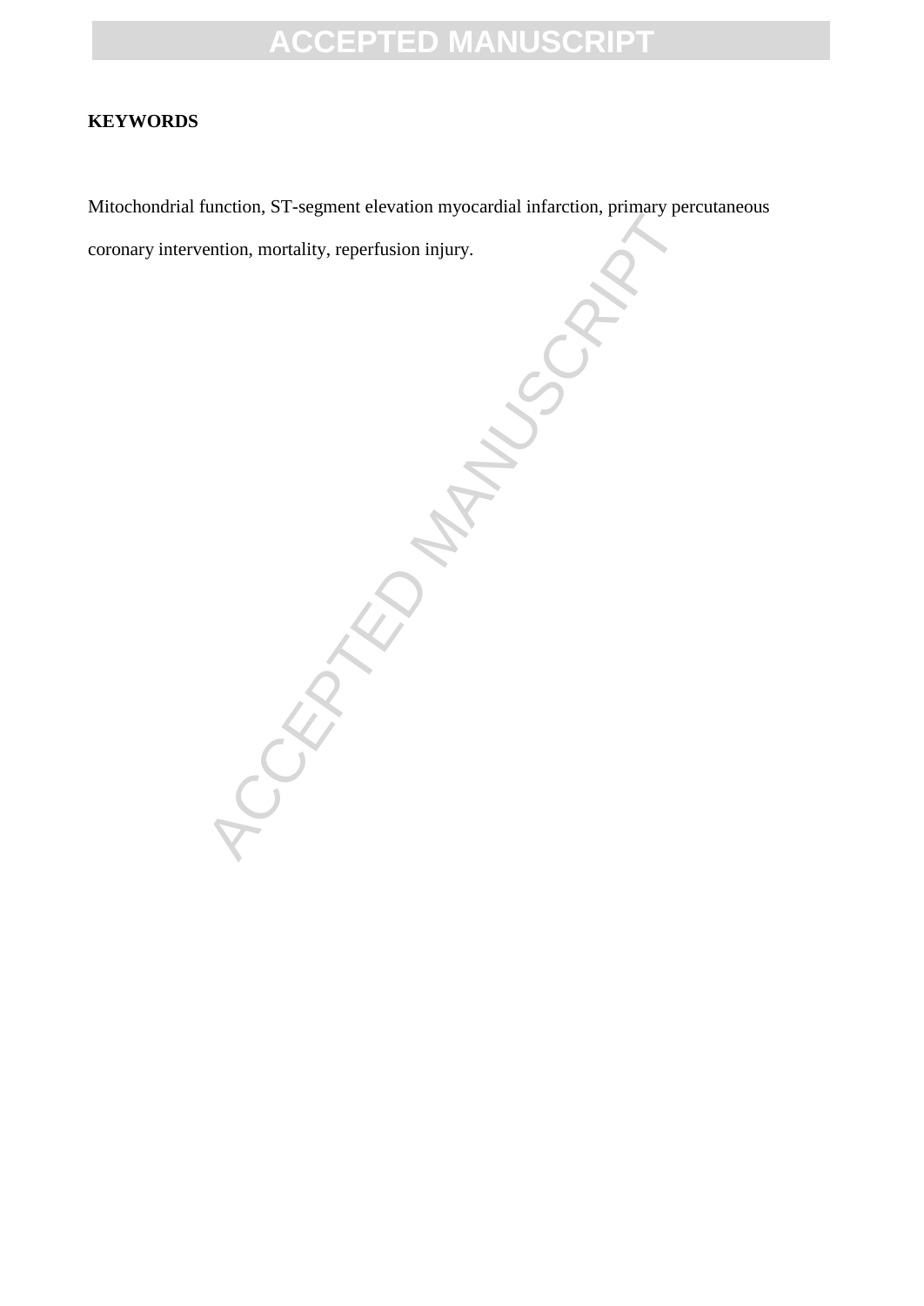**KEYWORDS**

Mitochondrial function, ST-segment elevation myocardial infarction, primary percutaneous coronary intervention, mortality, reperfusion injury.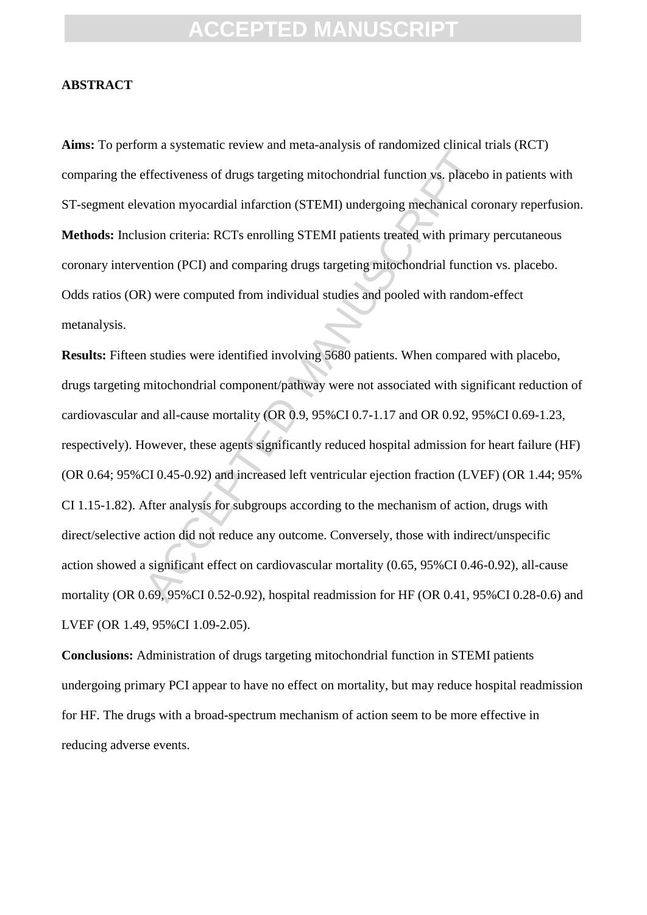## ABSTRACT

**Aims:** To perform a systematic review and meta-analysis of randomized clinical trials (RCT) comparing the effectiveness of drugs targeting mitochondrial function vs. placebo in patients with ST-segment elevation myocardial infarction (STEMI) undergoing mechanical coronary reperfusion.

**Methods:** Inclusion criteria: RCTs enrolling STEMI patients treated with primary percutaneous coronary intervention (PCI) and comparing drugs targeting mitochondrial function vs. placebo. Odds ratios (OR) were computed from individual studies and pooled with random-effect metanalysis.

**Results:** Fifteen studies were identified involving 5680 patients. When compared with placebo, drugs targeting mitochondrial component/pathway were not associated with significant reduction of cardiovascular and all-cause mortality (OR 0.9, 95%CI 0.7-1.17 and OR 0.92, 95%CI 0.69-1.23, respectively). However, these agents significantly reduced hospital admission for heart failure (HF) (OR 0.64; 95%CI 0.45-0.92) and increased left ventricular ejection fraction (LVEF) (OR 1.44; 95% CI 1.15-1.82). After analysis for subgroups according to the mechanism of action, drugs with direct/selective action did not reduce any outcome. Conversely, those with indirect/unspecific action showed a significant effect on cardiovascular mortality (0.65, 95%CI 0.46-0.92), all-cause mortality (OR 0.69, 95%CI 0.52-0.92), hospital readmission for HF (OR 0.41, 95%CI 0.28-0.6) and LVEF (OR 1.49, 95%CI 1.09-2.05).

**Conclusions:** Administration of drugs targeting mitochondrial function in STEMI patients undergoing primary PCI appear to have no effect on mortality, but may reduce hospital readmission for HF. The drugs with a broad-spectrum mechanism of action seem to be more effective in reducing adverse events.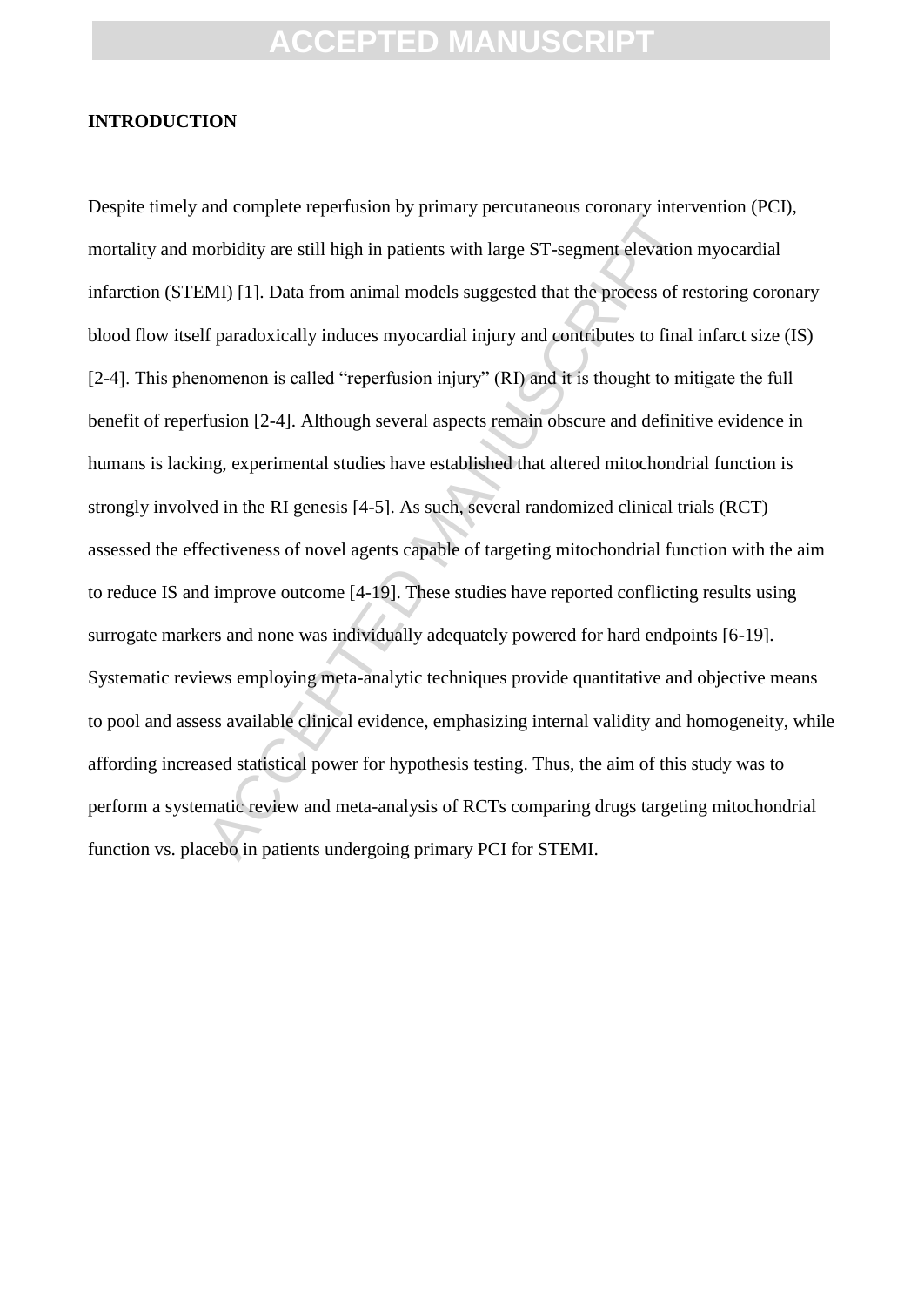## INTRODUCTION

Despite timely and complete reperfusion by primary percutaneous coronary intervention (PCI), mortality and morbidity are still high in patients with large ST-segment elevation myocardial infarction (STEMI) [1]. Data from animal models suggested that the process of restoring coronary blood flow itself paradoxically induces myocardial injury and contributes to final infarct size (IS) [2-4]. This phenomenon is called "reperfusion injury" (RI) and it is thought to mitigate the full benefit of reperfusion [2-4]. Although several aspects remain obscure and definitive evidence in humans is lacking, experimental studies have established that altered mitochondrial function is strongly involved in the RI genesis [4-5]. As such, several randomized clinical trials (RCT) assessed the effectiveness of novel agents capable of targeting mitochondrial function with the aim to reduce IS and improve outcome [4-19]. These studies have reported conflicting results using surrogate markers and none was individually adequately powered for hard endpoints [6-19]. Systematic reviews employing meta-analytic techniques provide quantitative and objective means to pool and assess available clinical evidence, emphasizing internal validity and homogeneity, while affording increased statistical power for hypothesis testing. Thus, the aim of this study was to perform a systematic review and meta-analysis of RCTs comparing drugs targeting mitochondrial function vs. placebo in patients undergoing primary PCI for STEMI.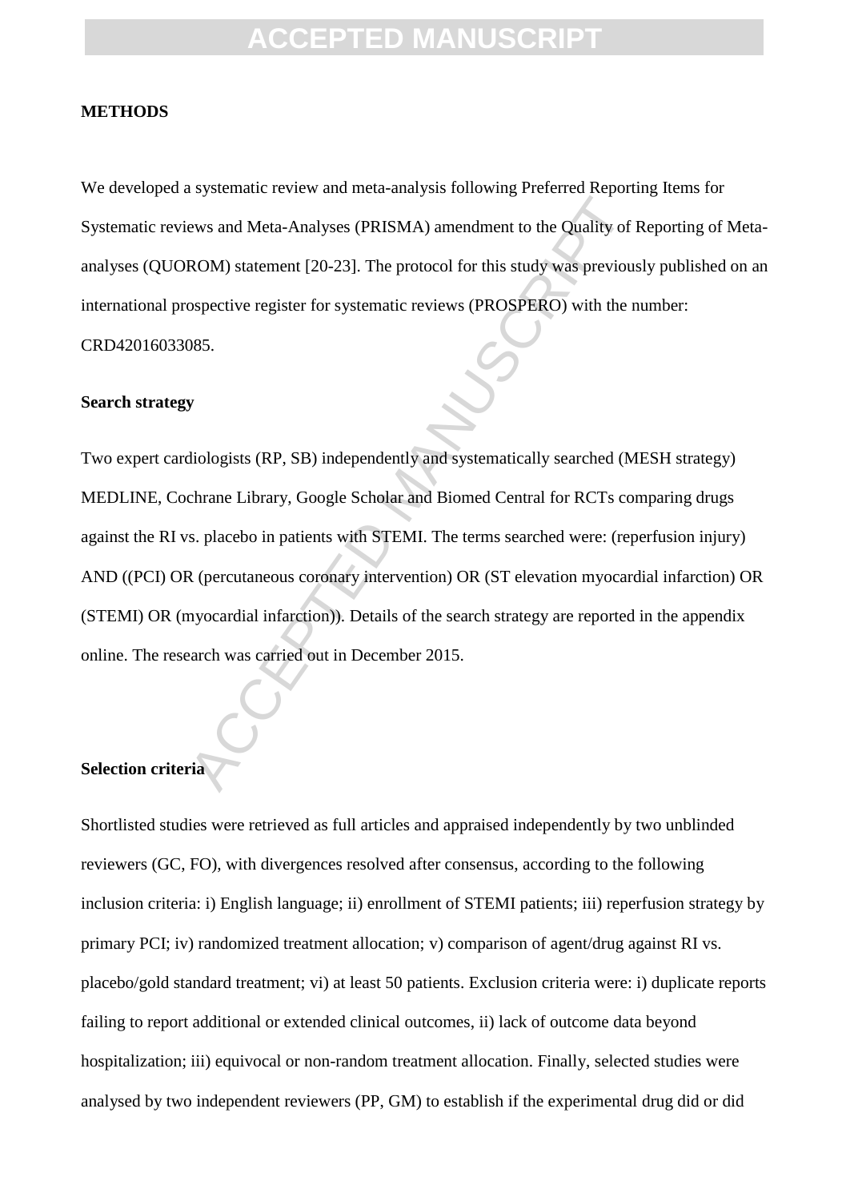## METHODS

We developed a systematic review and meta-analysis following Preferred Reporting Items for Systematic reviews and Meta-Analyses (PRISMA) amendment to the Quality of Reporting of Meta-analyses (QUOROM) statement [20-23]. The protocol for this study was previously published on an international prospective register for systematic reviews (PROSPERO) with the number: CRD42016033085.

### Search strategy

Two expert cardiologists (RP, SB) independently and systematically searched (MESH strategy) MEDLINE, Cochrane Library, Google Scholar and Biomed Central for RCTs comparing drugs against the RI vs. placebo in patients with STEMI. The terms searched were: (reperfusion injury) AND ((PCI) OR (percutaneous coronary intervention) OR (ST elevation myocardial infarction) OR (STEMI) OR (myocardial infarction)). Details of the search strategy are reported in the appendix online. The research was carried out in December 2015.

### Selection criteria

Shortlisted studies were retrieved as full articles and appraised independently by two unblinded reviewers (GC, FO), with divergences resolved after consensus, according to the following inclusion criteria: i) English language; ii) enrollment of STEMI patients; iii) reperfusion strategy by primary PCI; iv) randomized treatment allocation; v) comparison of agent/drug against RI vs. placebo/gold standard treatment; vi) at least 50 patients. Exclusion criteria were: i) duplicate reports failing to report additional or extended clinical outcomes, ii) lack of outcome data beyond hospitalization; iii) equivocal or non-random treatment allocation. Finally, selected studies were analysed by two independent reviewers (PP, GM) to establish if the experimental drug did or did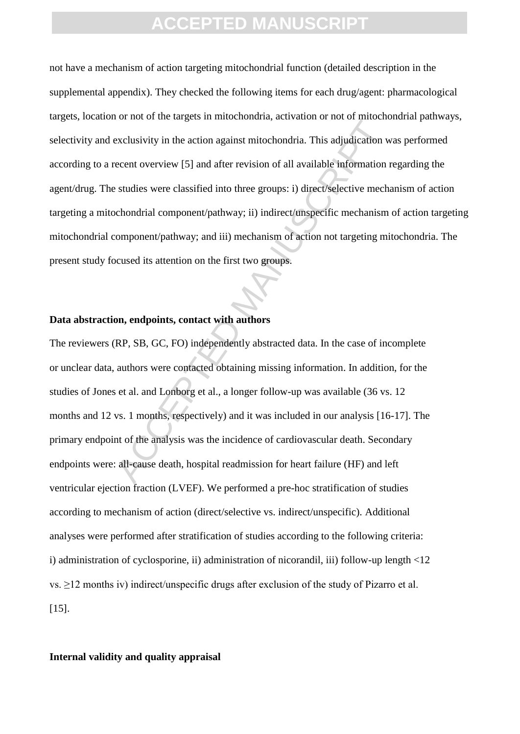not have a mechanism of action targeting mitochondrial function (detailed description in the supplemental appendix). They checked the following items for each drug/agent: pharmacological targets, location or not of the targets in mitochondria, activation or not of mitochondrial pathways, selectivity and exclusivity in the action against mitochondria. This adjudication was performed according to a recent overview [5] and after revision of all available information regarding the agent/drug. The studies were classified into three groups: i) direct/selective mechanism of action targeting a mitochondrial component/pathway; ii) indirect/unspecific mechanism of action targeting mitochondrial component/pathway; and iii) mechanism of action not targeting mitochondria. The present study focused its attention on the first two groups.

**Data abstraction, endpoints, contact with authors**

The reviewers (RP, SB, GC, FO) independently abstracted data. In the case of incomplete or unclear data, authors were contacted obtaining missing information. In addition, for the studies of Jones et al. and Lonborg et al., a longer follow-up was available (36 vs. 12 months and 12 vs. 1 months, respectively) and it was included in our analysis [16-17]. The primary endpoint of the analysis was the incidence of cardiovascular death. Secondary endpoints were: all-cause death, hospital readmission for heart failure (HF) and left ventricular ejection fraction (LVEF). We performed a pre-hoc stratification of studies according to mechanism of action (direct/selective vs. indirect/unspecific). Additional analyses were performed after stratification of studies according to the following criteria: i) administration of cyclosporine, ii) administration of nicorandil, iii) follow-up length <12 vs. ≥12 months iv) indirect/unspecific drugs after exclusion of the study of Pizarro et al. [15].

**Internal validity and quality appraisal**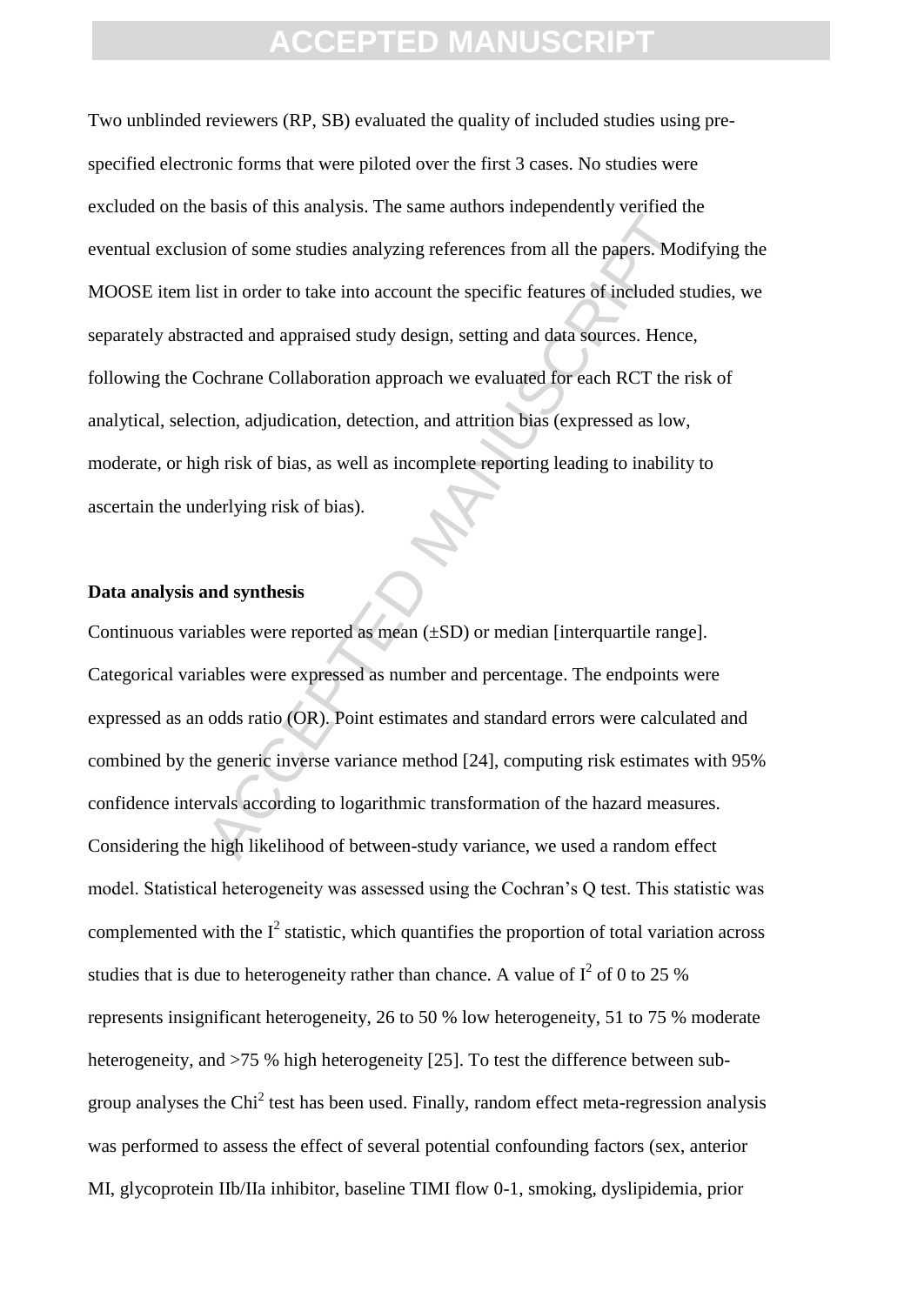Two unblinded reviewers (RP, SB) evaluated the quality of included studies using pre-specified electronic forms that were piloted over the first 3 cases. No studies were excluded on the basis of this analysis. The same authors independently verified the eventual exclusion of some studies analyzing references from all the papers. Modifying the MOOSE item list in order to take into account the specific features of included studies, we separately abstracted and appraised study design, setting and data sources. Hence, following the Cochrane Collaboration approach we evaluated for each RCT the risk of analytical, selection, adjudication, detection, and attrition bias (expressed as low, moderate, or high risk of bias, as well as incomplete reporting leading to inability to ascertain the underlying risk of bias).

**Data analysis and synthesis**

Continuous variables were reported as mean (±SD) or median [interquartile range]. Categorical variables were expressed as number and percentage. The endpoints were expressed as an odds ratio (OR). Point estimates and standard errors were calculated and combined by the generic inverse variance method [24], computing risk estimates with 95% confidence intervals according to logarithmic transformation of the hazard measures. Considering the high likelihood of between-study variance, we used a random effect model. Statistical heterogeneity was assessed using the Cochran's Q test. This statistic was complemented with the $I^2$ statistic, which quantifies the proportion of total variation across studies that is due to heterogeneity rather than chance. A value of $I^2$ of 0 to 25 % represents insignificant heterogeneity, 26 to 50 % low heterogeneity, 51 to 75 % moderate heterogeneity, and >75 % high heterogeneity [25]. To test the difference between sub-group analyses the $Chi^2$ test has been used. Finally, random effect meta-regression analysis was performed to assess the effect of several potential confounding factors (sex, anterior MI, glycoprotein IIb/IIa inhibitor, baseline TIMI flow 0-1, smoking, dyslipidemia, prior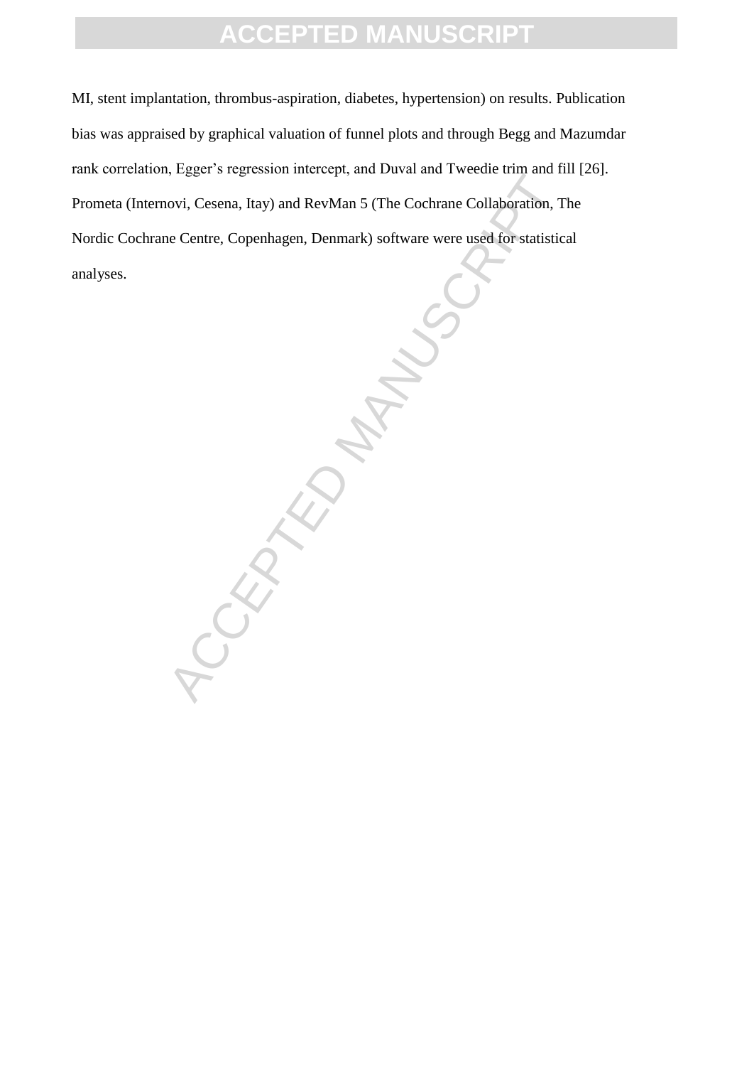MI, stent implantation, thrombus-aspiration, diabetes, hypertension) on results. Publication bias was appraised by graphical valuation of funnel plots and through Begg and Mazumdar rank correlation, Egger's regression intercept, and Duval and Tweedie trim and fill [26]. Prometa (Internovi, Cesena, Itay) and RevMan 5 (The Cochrane Collaboration, The Nordic Cochrane Centre, Copenhagen, Denmark) software were used for statistical analyses.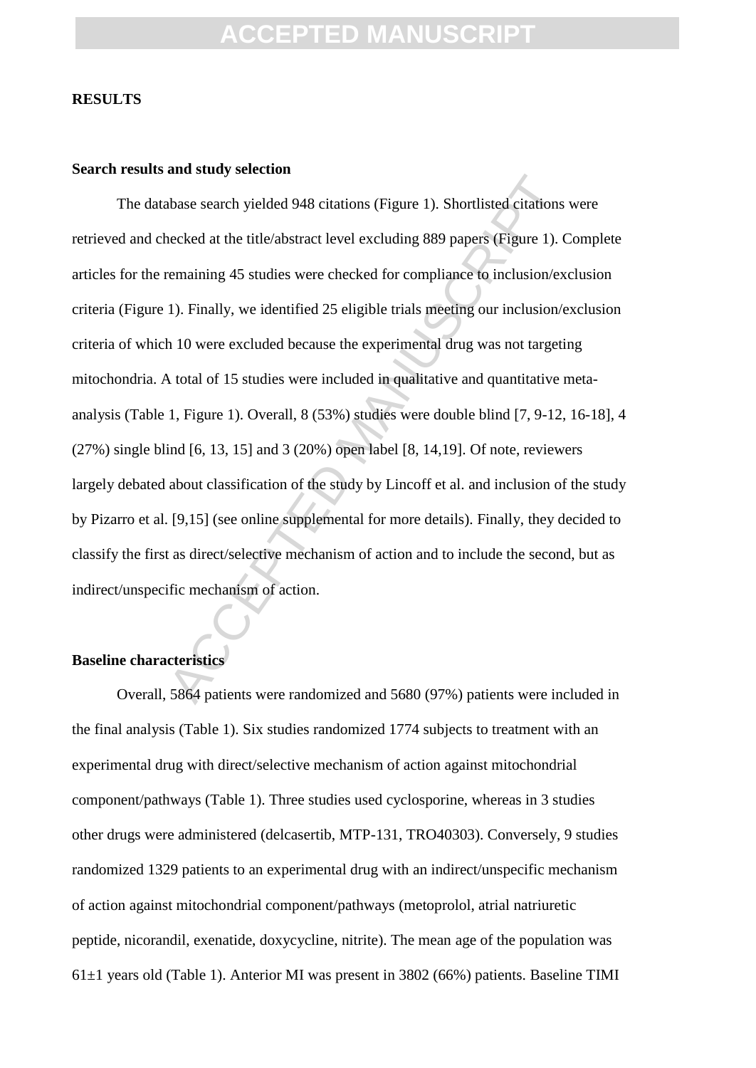## RESULTS

### Search results and study selection

The database search yielded 948 citations (Figure 1). Shortlisted citations were retrieved and checked at the title/abstract level excluding 889 papers (Figure 1). Complete articles for the remaining 45 studies were checked for compliance to inclusion/exclusion criteria (Figure 1). Finally, we identified 25 eligible trials meeting our inclusion/exclusion criteria of which 10 were excluded because the experimental drug was not targeting mitochondria. A total of 15 studies were included in qualitative and quantitative meta-analysis (Table 1, Figure 1). Overall, 8 (53%) studies were double blind [7, 9-12, 16-18], 4 (27%) single blind [6, 13, 15] and 3 (20%) open label [8, 14,19]. Of note, reviewers largely debated about classification of the study by Lincoff et al. and inclusion of the study by Pizarro et al. [9,15] (see online supplemental for more details). Finally, they decided to classify the first as direct/selective mechanism of action and to include the second, but as indirect/unspecific mechanism of action.

### Baseline characteristics

Overall, 5864 patients were randomized and 5680 (97%) patients were included in the final analysis (Table 1). Six studies randomized 1774 subjects to treatment with an experimental drug with direct/selective mechanism of action against mitochondrial component/pathways (Table 1). Three studies used cyclosporine, whereas in 3 studies other drugs were administered (delcasertib, MTP-131, TRO40303). Conversely, 9 studies randomized 1329 patients to an experimental drug with an indirect/unspecific mechanism of action against mitochondrial component/pathways (metoprolol, atrial natriuretic peptide, nicorandil, exenatide, doxycycline, nitrite). The mean age of the population was 61±1 years old (Table 1). Anterior MI was present in 3802 (66%) patients. Baseline TIMI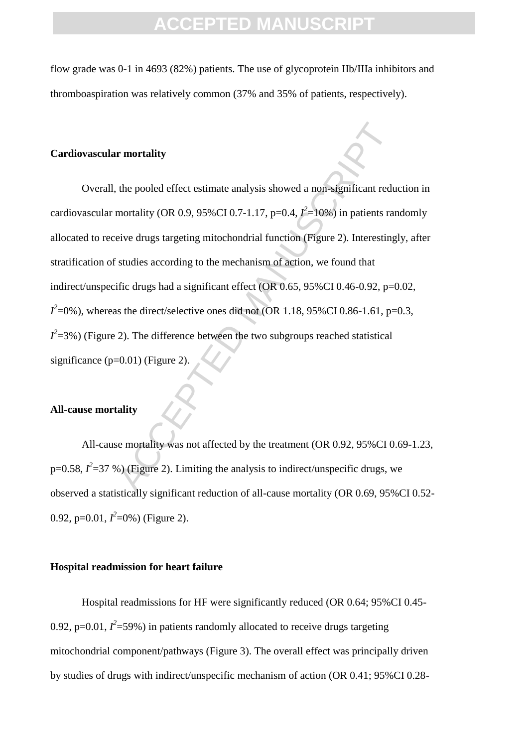flow grade was 0-1 in 4693 (82%) patients. The use of glycoprotein IIb/IIIa inhibitors and thromboaspiration was relatively common (37% and 35% of patients, respectively).

**Cardiovascular mortality**

Overall, the pooled effect estimate analysis showed a non-significant reduction in cardiovascular mortality (OR 0.9, 95%CI 0.7-1.17, p=0.4, $I^2$=10%) in patients randomly allocated to receive drugs targeting mitochondrial function (Figure 2). Interestingly, after stratification of studies according to the mechanism of action, we found that indirect/unspecific drugs had a significant effect (OR 0.65, 95%CI 0.46-0.92, p=0.02, $I^2$=0%), whereas the direct/selective ones did not (OR 1.18, 95%CI 0.86-1.61, p=0.3, $I^2$=3%) (Figure 2). The difference between the two subgroups reached statistical significance (p=0.01) (Figure 2).

**All-cause mortality**

All-cause mortality was not affected by the treatment (OR 0.92, 95%CI 0.69-1.23, p=0.58, $I^2$=37 %) (Figure 2). Limiting the analysis to indirect/unspecific drugs, we observed a statistically significant reduction of all-cause mortality (OR 0.69, 95%CI 0.52-0.92, p=0.01, $I^2$=0%) (Figure 2).

**Hospital readmission for heart failure**

Hospital readmissions for HF were significantly reduced (OR 0.64; 95%CI 0.45-0.92, p=0.01, $I^2$=59%) in patients randomly allocated to receive drugs targeting mitochondrial component/pathways (Figure 3). The overall effect was principally driven by studies of drugs with indirect/unspecific mechanism of action (OR 0.41; 95%CI 0.28-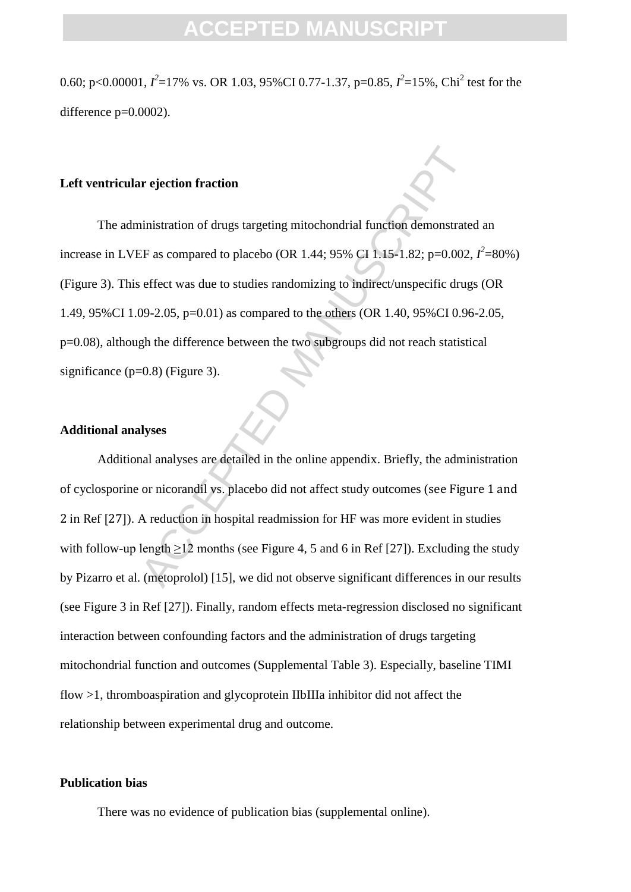0.60; p<0.00001, $I^2$=17% vs. OR 1.03, 95%CI 0.77-1.37, p=0.85, $I^2$=15%, $Chi^2$ test for the difference p=0.0002).

**Left ventricular ejection fraction**

The administration of drugs targeting mitochondrial function demonstrated an increase in LVEF as compared to placebo (OR 1.44; 95% CI 1.15-1.82; p=0.002, $I^2$=80%) (Figure 3). This effect was due to studies randomizing to indirect/unspecific drugs (OR 1.49, 95%CI 1.09-2.05, p=0.01) as compared to the others (OR 1.40, 95%CI 0.96-2.05, p=0.08), although the difference between the two subgroups did not reach statistical significance (p=0.8) (Figure 3).

**Additional analyses**

Additional analyses are detailed in the online appendix. Briefly, the administration of cyclosporine or nicorandil vs. placebo did not affect study outcomes (see Figure 1 and 2 in Ref [27]). A reduction in hospital readmission for HF was more evident in studies with follow-up length ≥12 months (see Figure 4, 5 and 6 in Ref [27]). Excluding the study by Pizarro et al. (metoprolol) [15], we did not observe significant differences in our results (see Figure 3 in Ref [27]). Finally, random effects meta-regression disclosed no significant interaction between confounding factors and the administration of drugs targeting mitochondrial function and outcomes (Supplemental Table 3). Especially, baseline TIMI flow >1, thromboaspiration and glycoprotein IIbIIIa inhibitor did not affect the relationship between experimental drug and outcome.

**Publication bias**

There was no evidence of publication bias (supplemental online).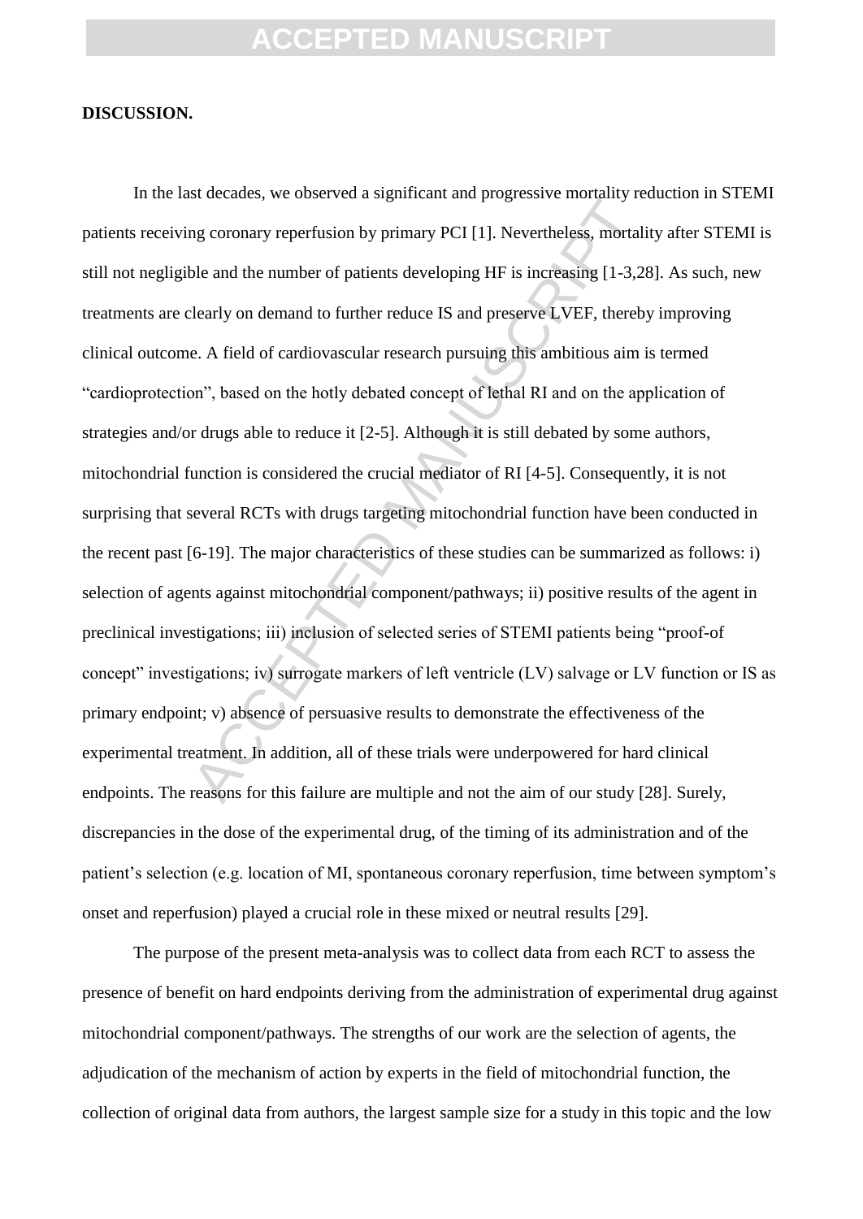**DISCUSSION.**

In the last decades, we observed a significant and progressive mortality reduction in STEMI patients receiving coronary reperfusion by primary PCI [1]. Nevertheless, mortality after STEMI is still not negligible and the number of patients developing HF is increasing [1-3,28]. As such, new treatments are clearly on demand to further reduce IS and preserve LVEF, thereby improving clinical outcome. A field of cardiovascular research pursuing this ambitious aim is termed "cardioprotection", based on the hotly debated concept of lethal RI and on the application of strategies and/or drugs able to reduce it [2-5]. Although it is still debated by some authors, mitochondrial function is considered the crucial mediator of RI [4-5]. Consequently, it is not surprising that several RCTs with drugs targeting mitochondrial function have been conducted in the recent past [6-19]. The major characteristics of these studies can be summarized as follows: i) selection of agents against mitochondrial component/pathways; ii) positive results of the agent in preclinical investigations; iii) inclusion of selected series of STEMI patients being "proof-of concept" investigations; iv) surrogate markers of left ventricle (LV) salvage or LV function or IS as primary endpoint; v) absence of persuasive results to demonstrate the effectiveness of the experimental treatment. In addition, all of these trials were underpowered for hard clinical endpoints. The reasons for this failure are multiple and not the aim of our study [28]. Surely, discrepancies in the dose of the experimental drug, of the timing of its administration and of the patient's selection (e.g. location of MI, spontaneous coronary reperfusion, time between symptom's onset and reperfusion) played a crucial role in these mixed or neutral results [29].

The purpose of the present meta-analysis was to collect data from each RCT to assess the presence of benefit on hard endpoints deriving from the administration of experimental drug against mitochondrial component/pathways. The strengths of our work are the selection of agents, the adjudication of the mechanism of action by experts in the field of mitochondrial function, the collection of original data from authors, the largest sample size for a study in this topic and the low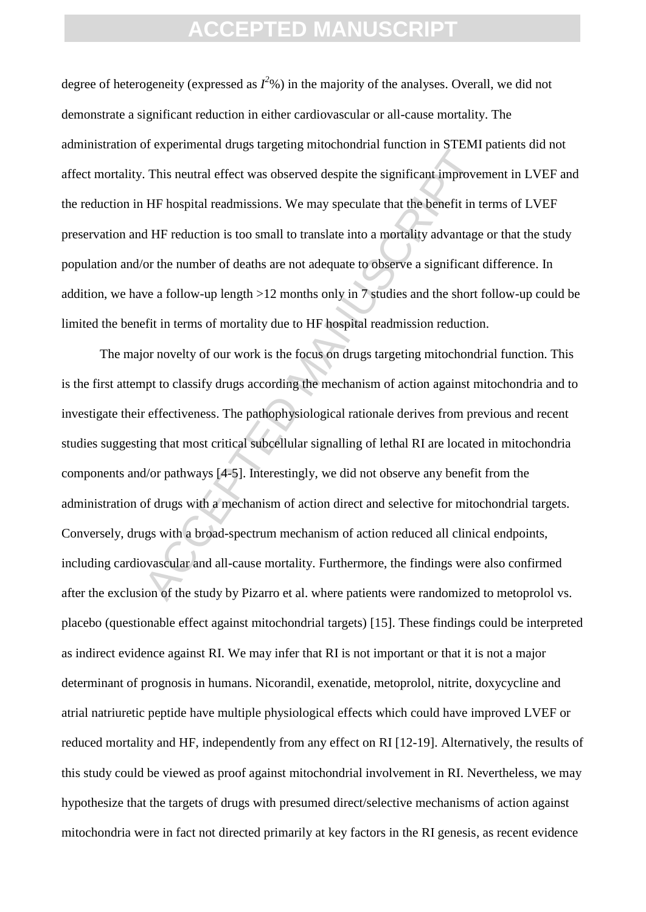degree of heterogeneity (expressed as $I^2$%) in the majority of the analyses. Overall, we did not demonstrate a significant reduction in either cardiovascular or all-cause mortality. The administration of experimental drugs targeting mitochondrial function in STEMI patients did not affect mortality. This neutral effect was observed despite the significant improvement in LVEF and the reduction in HF hospital readmissions. We may speculate that the benefit in terms of LVEF preservation and HF reduction is too small to translate into a mortality advantage or that the study population and/or the number of deaths are not adequate to observe a significant difference. In addition, we have a follow-up length >12 months only in 7 studies and the short follow-up could be limited the benefit in terms of mortality due to HF hospital readmission reduction.

The major novelty of our work is the focus on drugs targeting mitochondrial function. This is the first attempt to classify drugs according the mechanism of action against mitochondria and to investigate their effectiveness. The pathophysiological rationale derives from previous and recent studies suggesting that most critical subcellular signalling of lethal RI are located in mitochondria components and/or pathways [4-5]. Interestingly, we did not observe any benefit from the administration of drugs with a mechanism of action direct and selective for mitochondrial targets. Conversely, drugs with a broad-spectrum mechanism of action reduced all clinical endpoints, including cardiovascular and all-cause mortality. Furthermore, the findings were also confirmed after the exclusion of the study by Pizarro et al. where patients were randomized to metoprolol vs. placebo (questionable effect against mitochondrial targets) [15]. These findings could be interpreted as indirect evidence against RI. We may infer that RI is not important or that it is not a major determinant of prognosis in humans. Nicorandil, exenatide, metoprolol, nitrite, doxycycline and atrial natriuretic peptide have multiple physiological effects which could have improved LVEF or reduced mortality and HF, independently from any effect on RI [12-19]. Alternatively, the results of this study could be viewed as proof against mitochondrial involvement in RI. Nevertheless, we may hypothesize that the targets of drugs with presumed direct/selective mechanisms of action against mitochondria were in fact not directed primarily at key factors in the RI genesis, as recent evidence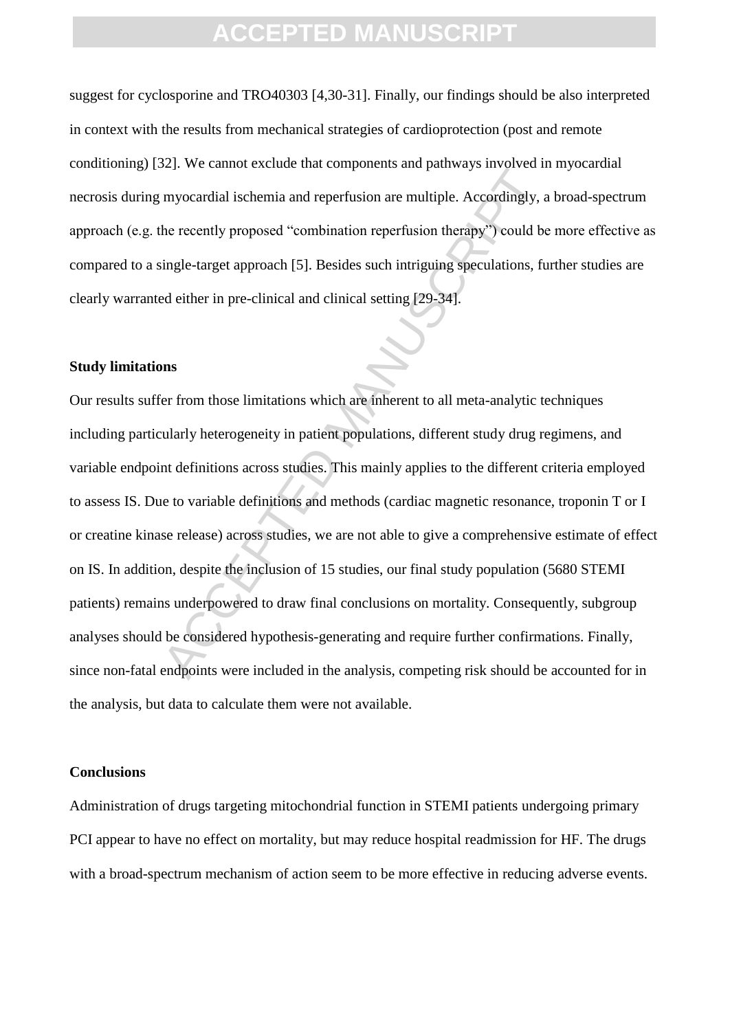suggest for cyclosporine and TRO40303 [4,30-31]. Finally, our findings should be also interpreted in context with the results from mechanical strategies of cardioprotection (post and remote conditioning) [32]. We cannot exclude that components and pathways involved in myocardial necrosis during myocardial ischemia and reperfusion are multiple. Accordingly, a broad-spectrum approach (e.g. the recently proposed "combination reperfusion therapy") could be more effective as compared to a single-target approach [5]. Besides such intriguing speculations, further studies are clearly warranted either in pre-clinical and clinical setting [29-34].

**Study limitations**

Our results suffer from those limitations which are inherent to all meta-analytic techniques including particularly heterogeneity in patient populations, different study drug regimens, and variable endpoint definitions across studies. This mainly applies to the different criteria employed to assess IS. Due to variable definitions and methods (cardiac magnetic resonance, troponin T or I or creatine kinase release) across studies, we are not able to give a comprehensive estimate of effect on IS. In addition, despite the inclusion of 15 studies, our final study population (5680 STEMI patients) remains underpowered to draw final conclusions on mortality. Consequently, subgroup analyses should be considered hypothesis-generating and require further confirmations. Finally, since non-fatal endpoints were included in the analysis, competing risk should be accounted for in the analysis, but data to calculate them were not available.

**Conclusions**

Administration of drugs targeting mitochondrial function in STEMI patients undergoing primary PCI appear to have no effect on mortality, but may reduce hospital readmission for HF. The drugs with a broad-spectrum mechanism of action seem to be more effective in reducing adverse events.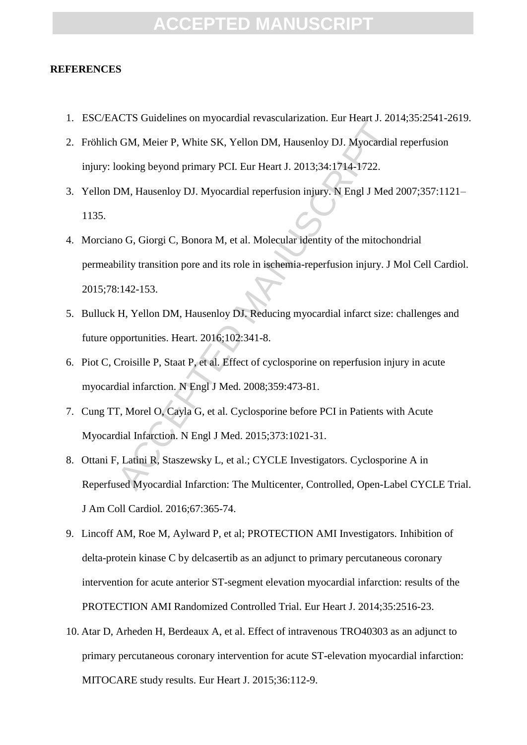**REFERENCES**

1. ESC/EACTS Guidelines on myocardial revascularization. Eur Heart J. 2014;35:2541-2619.
2. Fröhlich GM, Meier P, White SK, Yellon DM, Hausenloy DJ. Myocardial reperfusion injury: looking beyond primary PCI. Eur Heart J. 2013;34:1714-1722.
3. Yellon DM, Hausenloy DJ. Myocardial reperfusion injury. N Engl J Med 2007;357:1121–1135.
4. Morciano G, Giorgi C, Bonora M, et al. Molecular identity of the mitochondrial permeability transition pore and its role in ischemia-reperfusion injury. J Mol Cell Cardiol. 2015;78:142-153.
5. Bulluck H, Yellon DM, Hausenloy DJ. Reducing myocardial infarct size: challenges and future opportunities. Heart. 2016;102:341-8.
6. Piot C, Croisille P, Staat P, et al. Effect of cyclosporine on reperfusion injury in acute myocardial infarction. N Engl J Med. 2008;359:473-81.
7. Cung TT, Morel O, Cayla G, et al. Cyclosporine before PCI in Patients with Acute Myocardial Infarction. N Engl J Med. 2015;373:1021-31.
8. Ottani F, Latini R, Staszewsky L, et al.; CYCLE Investigators. Cyclosporine A in Reperfused Myocardial Infarction: The Multicenter, Controlled, Open-Label CYCLE Trial. J Am Coll Cardiol. 2016;67:365-74.
9. Lincoff AM, Roe M, Aylward P, et al; PROTECTION AMI Investigators. Inhibition of delta-protein kinase C by delcasertib as an adjunct to primary percutaneous coronary intervention for acute anterior ST-segment elevation myocardial infarction: results of the PROTECTION AMI Randomized Controlled Trial. Eur Heart J. 2014;35:2516-23.
10. Atar D, Arheden H, Berdeaux A, et al. Effect of intravenous TRO40303 as an adjunct to primary percutaneous coronary intervention for acute ST-elevation myocardial infarction: MITOCARE study results. Eur Heart J. 2015;36:112-9.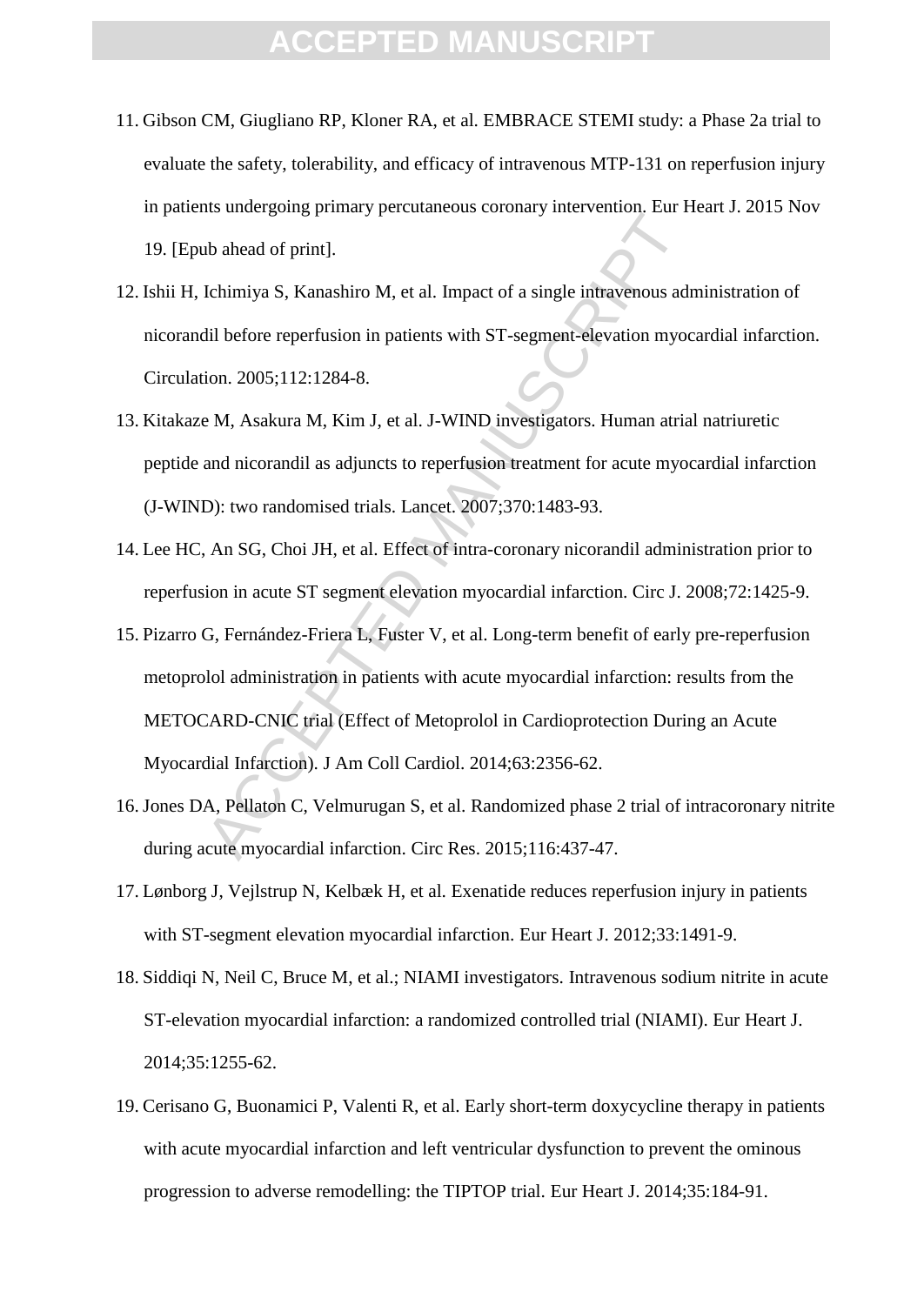11. Gibson CM, Giugliano RP, Kloner RA, et al. EMBRACE STEMI study: a Phase 2a trial to evaluate the safety, tolerability, and efficacy of intravenous MTP-131 on reperfusion injury in patients undergoing primary percutaneous coronary intervention. Eur Heart J. 2015 Nov 19. [Epub ahead of print].
12. Ishii H, Ichimiya S, Kanashiro M, et al. Impact of a single intravenous administration of nicorandil before reperfusion in patients with ST-segment-elevation myocardial infarction. Circulation. 2005;112:1284-8.
13. Kitakaze M, Asakura M, Kim J, et al. J-WIND investigators. Human atrial natriuretic peptide and nicorandil as adjuncts to reperfusion treatment for acute myocardial infarction (J-WIND): two randomised trials. Lancet. 2007;370:1483-93.
14. Lee HC, An SG, Choi JH, et al. Effect of intra-coronary nicorandil administration prior to reperfusion in acute ST segment elevation myocardial infarction. Circ J. 2008;72:1425-9.
15. Pizarro G, Fernández-Friera L, Fuster V, et al. Long-term benefit of early pre-reperfusion metoprolol administration in patients with acute myocardial infarction: results from the METOCARD-CNIC trial (Effect of Metoprolol in Cardioprotection During an Acute Myocardial Infarction). J Am Coll Cardiol. 2014;63:2356-62.
16. Jones DA, Pellaton C, Velmurugan S, et al. Randomized phase 2 trial of intracoronary nitrite during acute myocardial infarction. Circ Res. 2015;116:437-47.
17. Lønborg J, Vejlstrup N, Kelbæk H, et al. Exenatide reduces reperfusion injury in patients with ST-segment elevation myocardial infarction. Eur Heart J. 2012;33:1491-9.
18. Siddiqi N, Neil C, Bruce M, et al.; NIAMI investigators. Intravenous sodium nitrite in acute ST-elevation myocardial infarction: a randomized controlled trial (NIAMI). Eur Heart J. 2014;35:1255-62.
19. Cerisano G, Buonamici P, Valenti R, et al. Early short-term doxycycline therapy in patients with acute myocardial infarction and left ventricular dysfunction to prevent the ominous progression to adverse remodelling: the TIPTOP trial. Eur Heart J. 2014;35:184-91.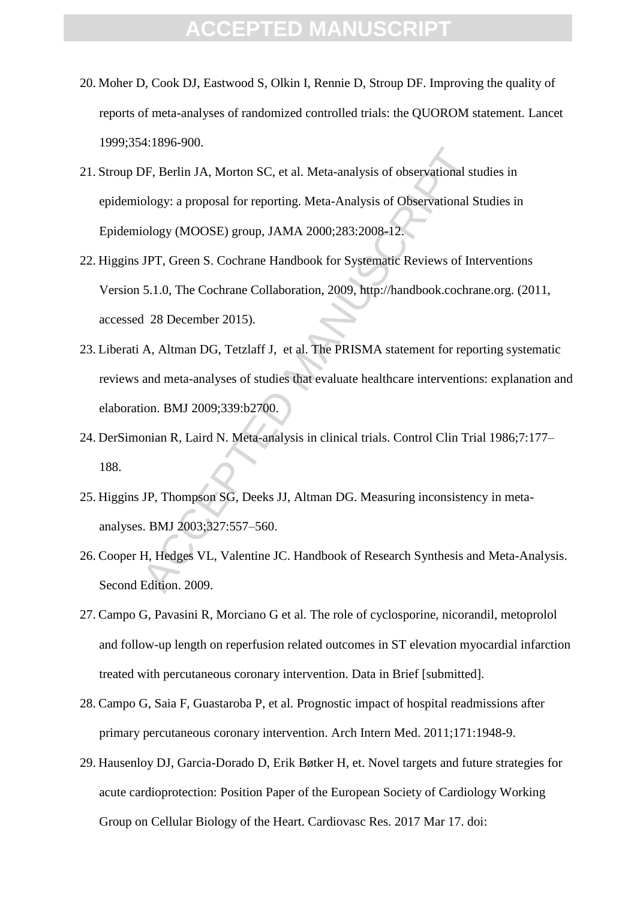20. Moher D, Cook DJ, Eastwood S, Olkin I, Rennie D, Stroup DF. Improving the quality of reports of meta-analyses of randomized controlled trials: the QUOROM statement. Lancet 1999;354:1896-900.
21. Stroup DF, Berlin JA, Morton SC, et al. Meta-analysis of observational studies in epidemiology: a proposal for reporting. Meta-Analysis of Observational Studies in Epidemiology (MOOSE) group, JAMA 2000;283:2008-12.
22. Higgins JPT, Green S. Cochrane Handbook for Systematic Reviews of Interventions Version 5.1.0, The Cochrane Collaboration, 2009, http://handbook.cochrane.org. (2011, accessed 28 December 2015).
23. Liberati A, Altman DG, Tetzlaff J, et al. The PRISMA statement for reporting systematic reviews and meta-analyses of studies that evaluate healthcare interventions: explanation and elaboration. BMJ 2009;339:b2700.
24. DerSimonian R, Laird N. Meta-analysis in clinical trials. Control Clin Trial 1986;7:177–188.
25. Higgins JP, Thompson SG, Deeks JJ, Altman DG. Measuring inconsistency in meta-analyses. BMJ 2003;327:557–560.
26. Cooper H, Hedges VL, Valentine JC. Handbook of Research Synthesis and Meta-Analysis. Second Edition. 2009.
27. Campo G, Pavasini R, Morciano G et al. The role of cyclosporine, nicorandil, metoprolol and follow-up length on reperfusion related outcomes in ST elevation myocardial infarction treated with percutaneous coronary intervention. Data in Brief [submitted].
28. Campo G, Saia F, Guastaroba P, et al. Prognostic impact of hospital readmissions after primary percutaneous coronary intervention. Arch Intern Med. 2011;171:1948-9.
29. Hausenloy DJ, Garcia-Dorado D, Erik Bøtker H, et. Novel targets and future strategies for acute cardioprotection: Position Paper of the European Society of Cardiology Working Group on Cellular Biology of the Heart. Cardiovasc Res. 2017 Mar 17. doi: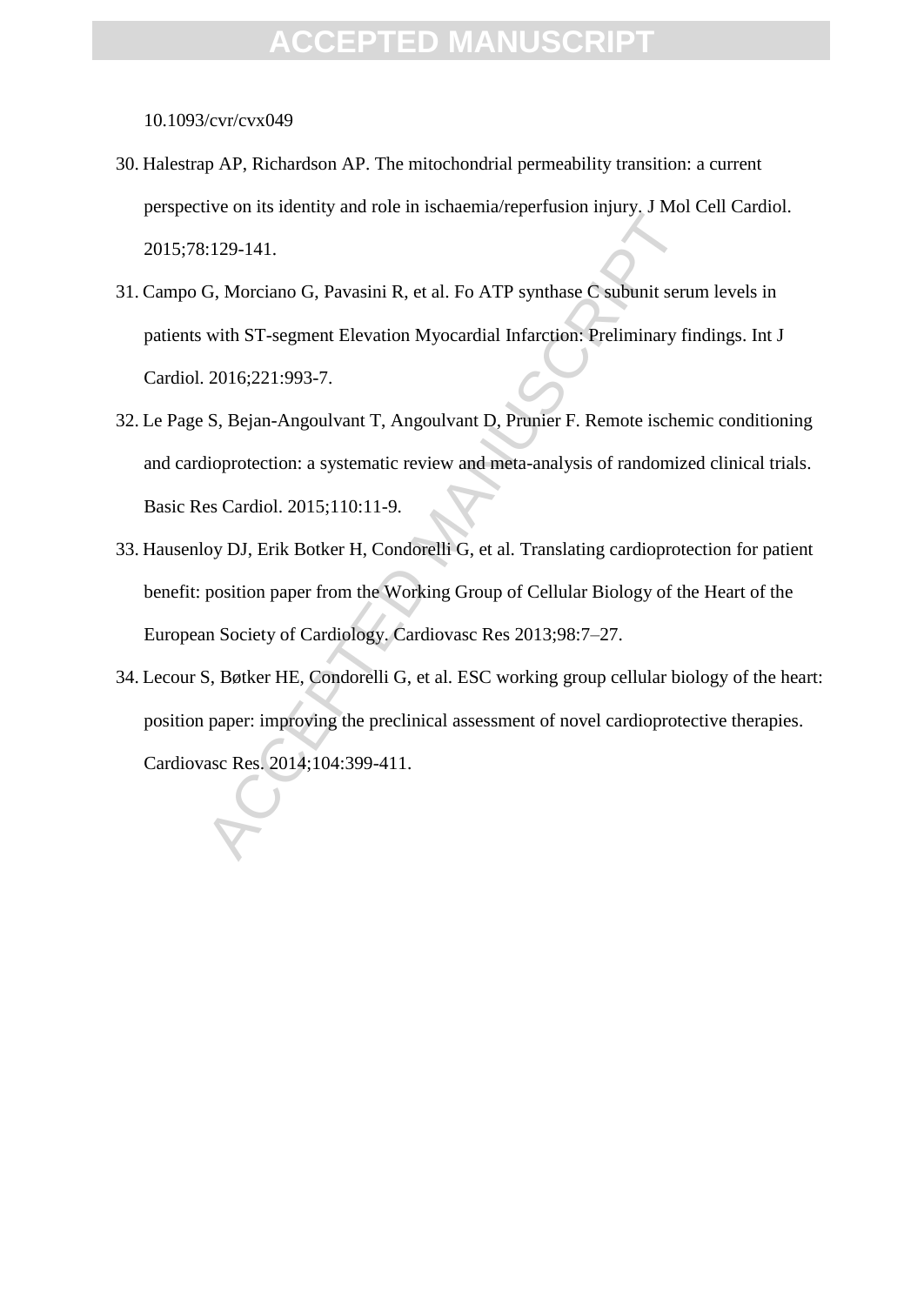10.1093/cvr/cvx049

30. Halestrap AP, Richardson AP. The mitochondrial permeability transition: a current perspective on its identity and role in ischaemia/reperfusion injury. J Mol Cell Cardiol. 2015;78:129-141.
31. Campo G, Morciano G, Pavasini R, et al. Fo ATP synthase C subunit serum levels in patients with ST-segment Elevation Myocardial Infarction: Preliminary findings. Int J Cardiol. 2016;221:993-7.
32. Le Page S, Bejan-Angoulvant T, Angoulvant D, Prunier F. Remote ischemic conditioning and cardioprotection: a systematic review and meta-analysis of randomized clinical trials. Basic Res Cardiol. 2015;110:11-9.
33. Hausenloy DJ, Erik Botker H, Condorelli G, et al. Translating cardioprotection for patient benefit: position paper from the Working Group of Cellular Biology of the Heart of the European Society of Cardiology. Cardiovasc Res 2013;98:7–27.
34. Lecour S, Bøtker HE, Condorelli G, et al. ESC working group cellular biology of the heart: position paper: improving the preclinical assessment of novel cardioprotective therapies. Cardiovasc Res. 2014;104:399-411.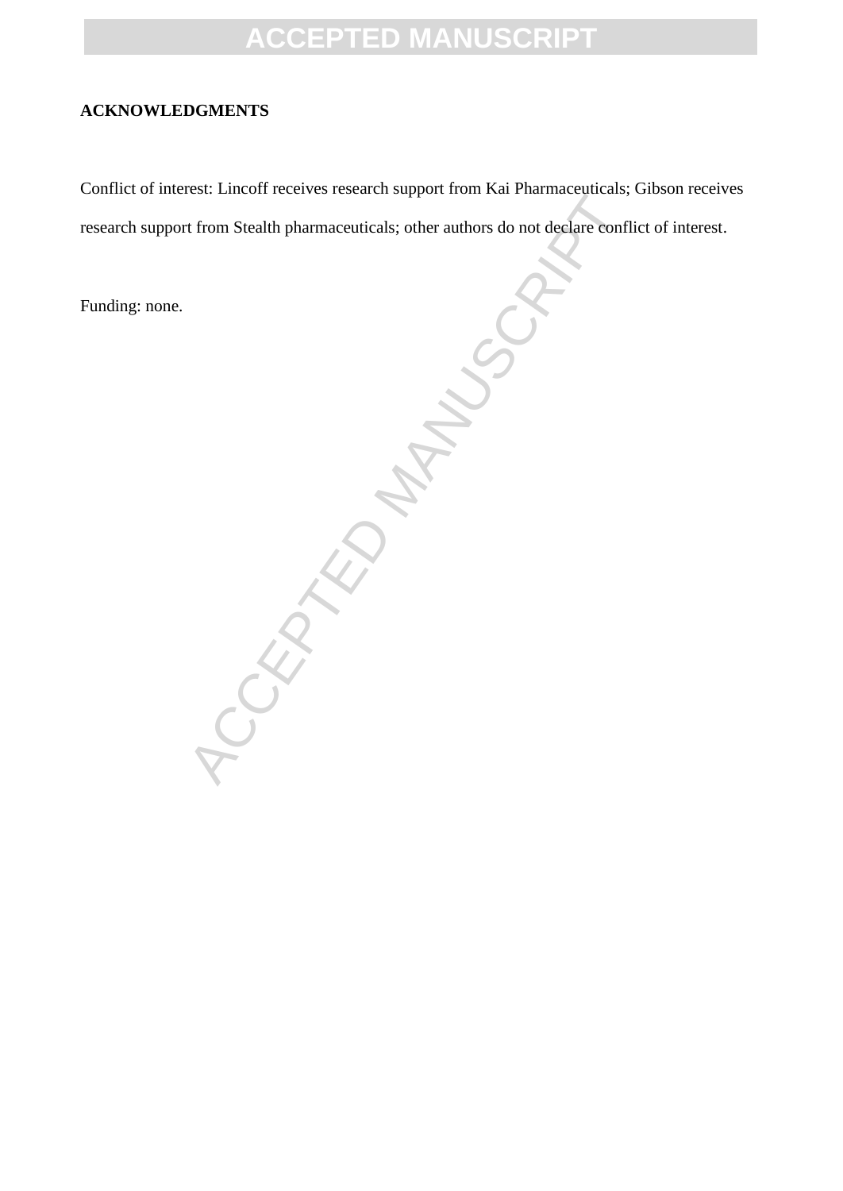**ACKNOWLEDGMENTS**

Conflict of interest: Lincoff receives research support from Kai Pharmaceuticals; Gibson receives research support from Stealth pharmaceuticals; other authors do not declare conflict of interest.

Funding: none.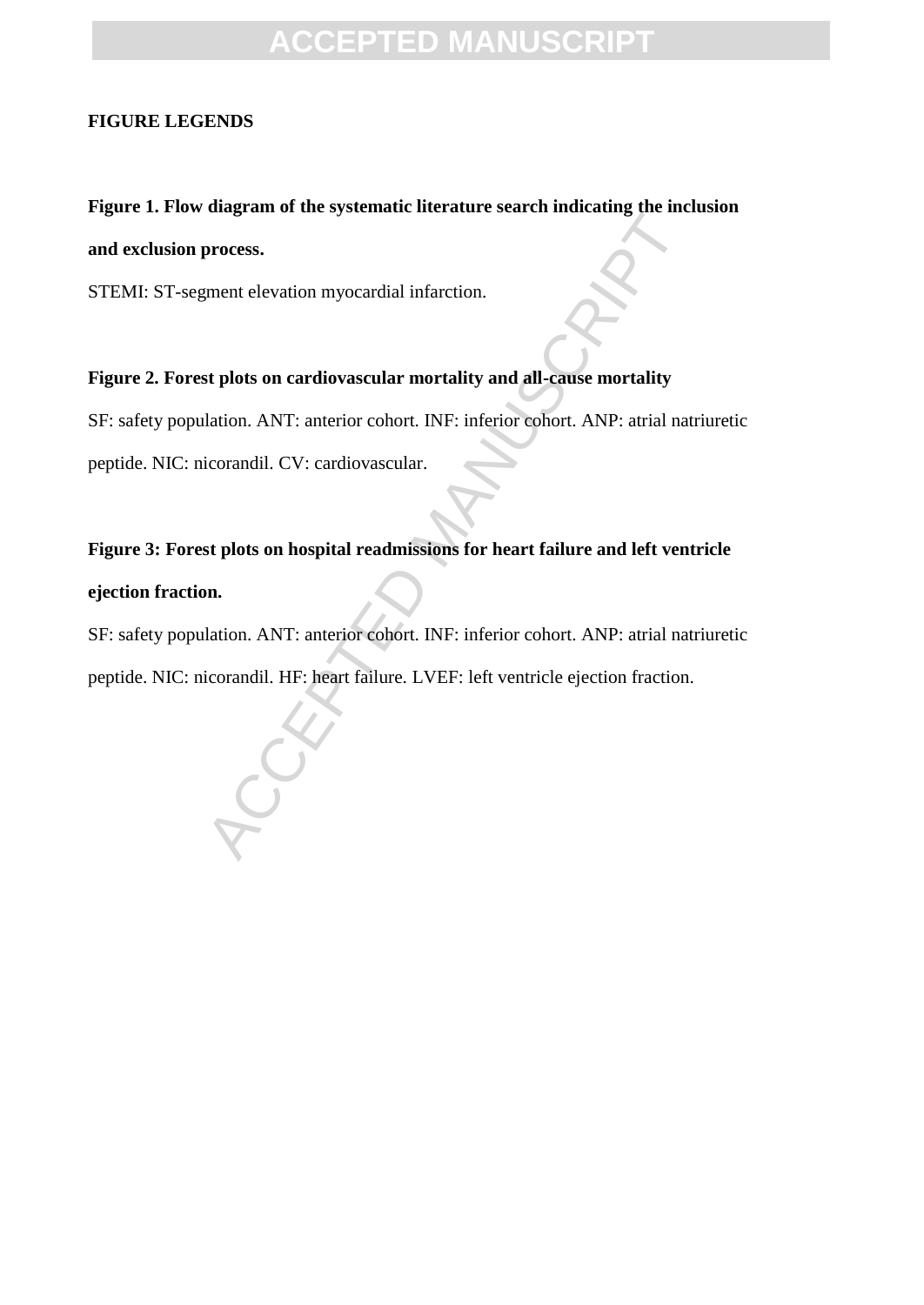## FIGURE LEGENDS

**Figure 1. Flow diagram of the systematic literature search indicating the inclusion and exclusion process.**

STEMI: ST-segment elevation myocardial infarction.

**Figure 2. Forest plots on cardiovascular mortality and all-cause mortality**

SF: safety population. ANT: anterior cohort. INF: inferior cohort. ANP: atrial natriuretic peptide. NIC: nicorandil. CV: cardiovascular.

**Figure 3: Forest plots on hospital readmissions for heart failure and left ventricle ejection fraction.**

SF: safety population. ANT: anterior cohort. INF: inferior cohort. ANP: atrial natriuretic peptide. NIC: nicorandil. HF: heart failure. LVEF: left ventricle ejection fraction.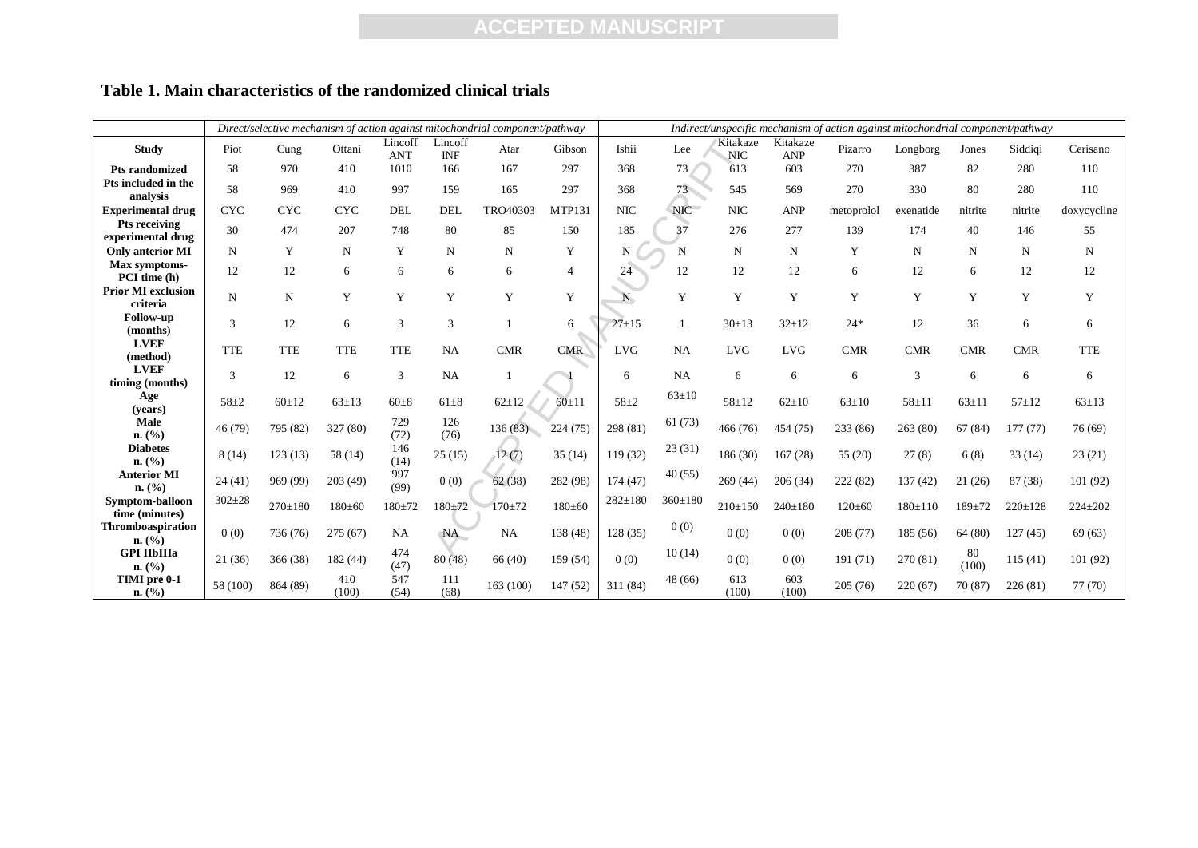**Table 1. Main characteristics of the randomized clinical trials**

| | *Direct/selective mechanism of action against mitochondrial component/pathway* | | | | | | | *Indirect/unspecific mechanism of action against mitochondrial component/pathway* | | | | | | | | |
|---|---|---|---|---|---|---|---|---|---|---|---|---|---|---|---|---|
| **Study** | Piot | Cung | Ottani | Lincoff ANT | Lincoff INF | Atar | Gibson | Ishii | Lee | Kitakaze NIC | Kitakaze ANP | Pizarro | Longborg | Jones | Siddiqi | Cerisano |
| **Pts randomized** | 58 | 970 | 410 | 1010 | 166 | 167 | 297 | 368 | 73 | 613 | 603 | 270 | 387 | 82 | 280 | 110 |
| **Pts included in the analysis** | 58 | 969 | 410 | 997 | 159 | 165 | 297 | 368 | 73 | 545 | 569 | 270 | 330 | 80 | 280 | 110 |
| **Experimental drug** | CYC | CYC | CYC | DEL | DEL | TRO40303 | MTP131 | NIC | NIC | NIC | ANP | metoprolol | exenatide | nitrite | nitrite | doxycycline |
| **Pts receiving experimental drug** | 30 | 474 | 207 | 748 | 80 | 85 | 150 | 185 | 37 | 276 | 277 | 139 | 174 | 40 | 146 | 55 |
| **Only anterior MI** | N | Y | N | Y | N | N | Y | N | N | N | N | Y | N | N | N | N |
| **Max symptoms-PCI time (h)** | 12 | 12 | 6 | 6 | 6 | 6 | 4 | 24 | 12 | 12 | 12 | 6 | 12 | 6 | 12 | 12 |
| **Prior MI exclusion criteria** | N | N | Y | Y | Y | Y | Y | N | Y | Y | Y | Y | Y | Y | Y | Y |
| **Follow-up (months)** | 3 | 12 | 6 | 3 | 3 | 1 | 6 | 27±15 | 1 | 30±13 | 32±12 | 24* | 12 | 36 | 6 | 6 |
| **LVEF (method)** | TTE | TTE | TTE | TTE | NA | CMR | CMR | LVG | NA | LVG | LVG | CMR | CMR | CMR | CMR | TTE |
| **LVEF timing (months)** | 3 | 12 | 6 | 3 | NA | 1 | 1 | 6 | NA | 6 | 6 | 6 | 3 | 6 | 6 | 6 |
| **Age (years)** | 58±2 | 60±12 | 63±13 | 60±8 | 61±8 | 62±12 | 60±11 | 58±2 | 63±10 | 58±12 | 62±10 | 63±10 | 58±11 | 63±11 | 57±12 | 63±13 |
| **Male n. (%)** | 46 (79) | 795 (82) | 327 (80) | 729 (72) | 126 (76) | 136 (83) | 224 (75) | 298 (81) | 61 (73) | 466 (76) | 454 (75) | 233 (86) | 263 (80) | 67 (84) | 177 (77) | 76 (69) |
| **Diabetes n. (%)** | 8 (14) | 123 (13) | 58 (14) | 146 (14) | 25 (15) | 12 (7) | 35 (14) | 119 (32) | 23 (31) | 186 (30) | 167 (28) | 55 (20) | 27 (8) | 6 (8) | 33 (14) | 23 (21) |
| **Anterior MI n. (%)** | 24 (41) | 969 (99) | 203 (49) | 997 (99) | 0 (0) | 62 (38) | 282 (98) | 174 (47) | 40 (55) | 269 (44) | 206 (34) | 222 (82) | 137 (42) | 21 (26) | 87 (38) | 101 (92) |
| **Symptom-balloon time (minutes)** | 302±28 | 270±180 | 180±60 | 180±72 | 180±72 | 170±72 | 180±60 | 282±180 | 360±180 | 210±150 | 240±180 | 120±60 | 180±110 | 189±72 | 220±128 | 224±202 |
| **Thromboaspiration n. (%)** | 0 (0) | 736 (76) | 275 (67) | NA | NA | NA | 138 (48) | 128 (35) | 0 (0) | 0 (0) | 0 (0) | 208 (77) | 185 (56) | 64 (80) | 127 (45) | 69 (63) |
| **GPI IIbIIIa n. (%)** | 21 (36) | 366 (38) | 182 (44) | 474 (47) | 80 (48) | 66 (40) | 159 (54) | 0 (0) | 10 (14) | 0 (0) | 0 (0) | 191 (71) | 270 (81) | 80 (100) | 115 (41) | 101 (92) |
| **TIMI pre 0-1 n. (%)** | 58 (100) | 864 (89) | 410 (100) | 547 (54) | 111 (68) | 163 (100) | 147 (52) | 311 (84) | 48 (66) | 613 (100) | 603 (100) | 205 (76) | 220 (67) | 70 (87) | 226 (81) | 77 (70) |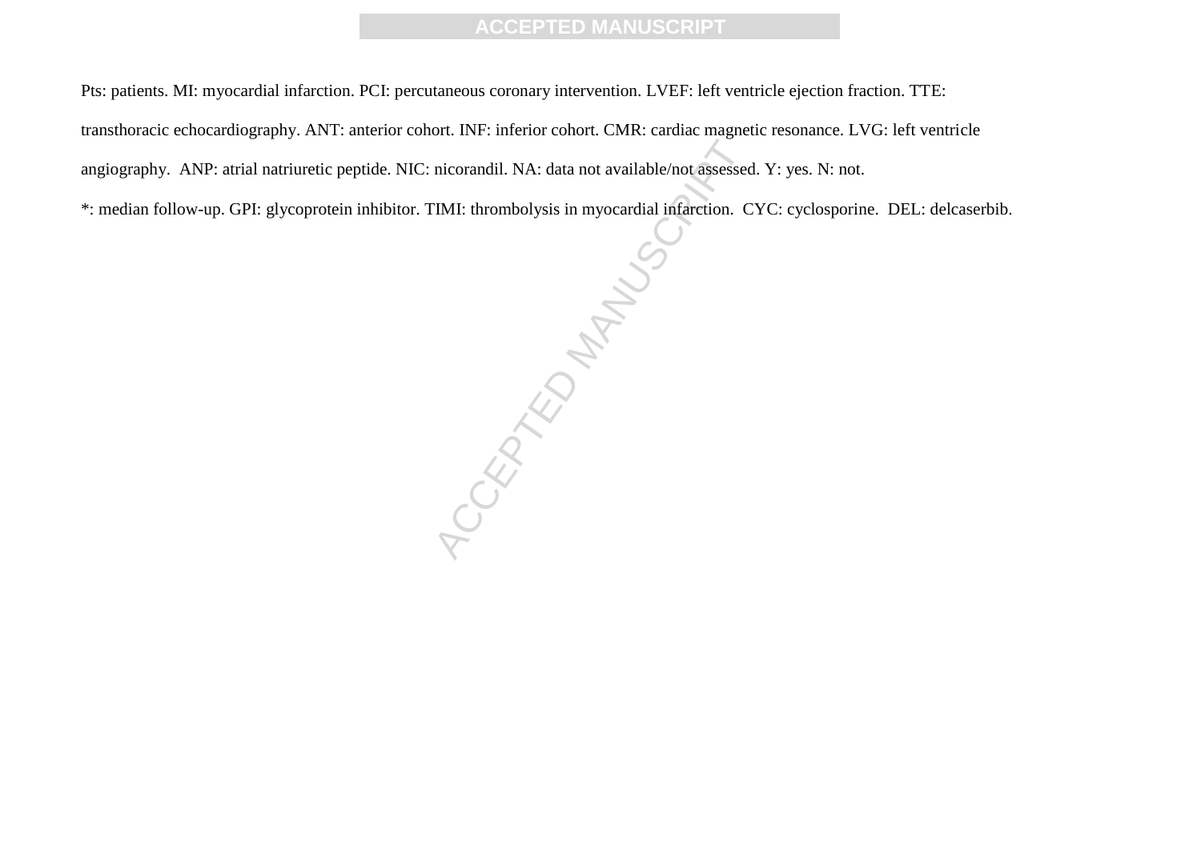Pts: patients. MI: myocardial infarction. PCI: percutaneous coronary intervention. LVEF: left ventricle ejection fraction. TTE: transthoracic echocardiography. ANT: anterior cohort. INF: inferior cohort. CMR: cardiac magnetic resonance. LVG: left ventricle angiography. ANP: atrial natriuretic peptide. NIC: nicorandil. NA: data not available/not assessed. Y: yes. N: not.

*: median follow-up. GPI: glycoprotein inhibitor. TIMI: thrombolysis in myocardial infarction. CYC: cyclosporine. DEL: delcaserbib.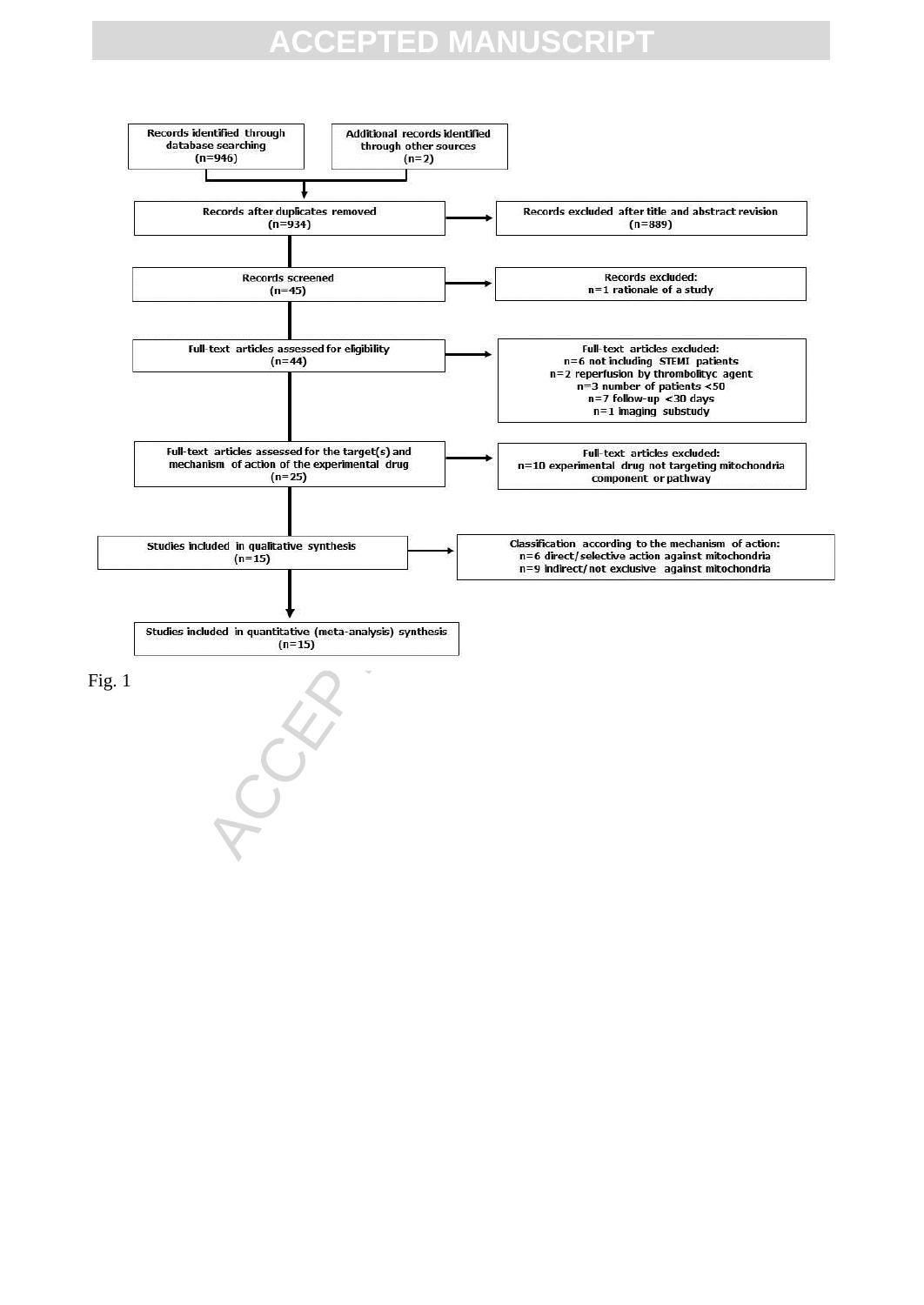Records identified through database searching (n=946)

Additional records identified through other sources (n=2)

Records after duplicates removed (n=934)

Records excluded after title and abstract revision (n=889)

Records screened (n=45)

Records excluded:
n=1 rationale of a study

Full-text articles assessed for eligibility (n=44)

Full-text articles excluded:
n=6 not including STEMI patients
n=2 reperfusion by thrombolityc agent
n=3 number of patients <50
n=7 follow-up <30 days
n=1 imaging substudy

Full-text articles assessed for the target(s) and mechanism of action of the experimental drug (n=25)

Full-text articles excluded:
n=10 experimental drug not targeting mitochondria component or pathway

Studies included in qualitative synthesis (n=15)

Classification according to the mechanism of action:
n=6 direct/selective action against mitochondria
n=9 indirect/not exclusive against mitochondria

Studies included in quantitative (meta-analysis) synthesis (n=15)

Fig. 1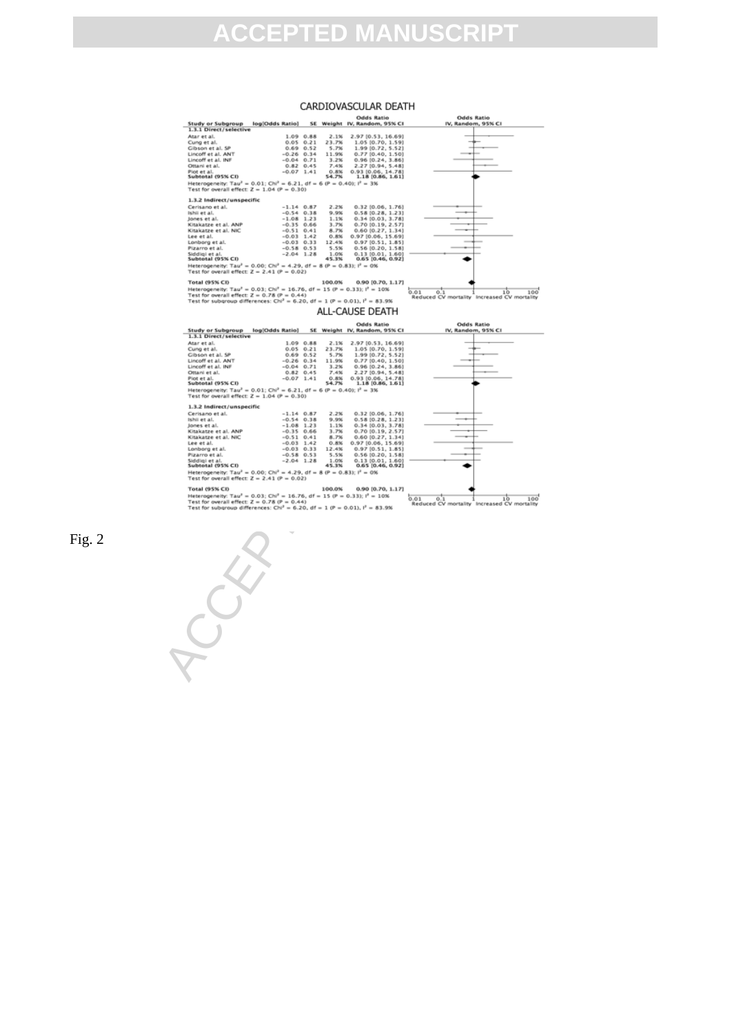CARDIOVASCULAR DEATH

| Study or Subgroup | log[Odds Ratio] | SE | Weight | Odds Ratio IV, Random, 95% CI |
|---|---|---|---|---|
| **1.3.1 Direct/selective** | | | | |
| Atar et al. | 1.09 | 0.88 | 2.1% | 2.97 [0.53, 16.69] |
| Cung et al. | 0.05 | 0.21 | 23.7% | 1.05 [0.70, 1.59] |
| Gibson et al. SP | 0.69 | 0.52 | 5.7% | 1.99 [0.72, 5.52] |
| Lincoff et al. ANT | −0.26 | 0.34 | 11.9% | 0.77 [0.40, 1.50] |
| Lincoff et al. INF | −0.04 | 0.71 | 3.2% | 0.96 [0.24, 3.86] |
| Ottani et al. | 0.82 | 0.45 | 7.4% | 2.27 [0.94, 5.48] |
| Piot et al. | −0.07 | 1.41 | 0.8% | 0.93 [0.06, 14.78] |
| **Subtotal (95% CI)** | | | **54.7%** | **1.18 [0.86, 1.61]** |
| Heterogeneity: Tau² = 0.01; Chi² = 6.21, df = 6 (P = 0.40); I² = 3% | | | | |
| Test for overall effect: Z = 1.04 (P = 0.30) | | | | |
| **1.3.2 Indirect/unspecific** | | | | |
| Cerisano et al. | −1.14 | 0.87 | 2.2% | 0.32 [0.06, 1.76] |
| Ishii et al. | −0.54 | 0.38 | 9.9% | 0.58 [0.28, 1.23] |
| Jones et al. | −1.08 | 1.23 | 1.1% | 0.34 [0.03, 3.78] |
| Kitakatze et al. ANP | −0.35 | 0.66 | 3.7% | 0.70 [0.19, 2.57] |
| Kitakatze et al. NIC | −0.51 | 0.41 | 8.7% | 0.60 [0.27, 1.34] |
| Lee et al. | −0.03 | 1.42 | 0.8% | 0.97 [0.06, 15.69] |
| Lonborg et al. | −0.03 | 0.33 | 12.4% | 0.97 [0.51, 1.85] |
| Pizarro et al. | −0.58 | 0.53 | 5.5% | 0.56 [0.20, 1.58] |
| Siddiqi et al. | −2.04 | 1.28 | 1.0% | 0.13 [0.01, 1.60] |
| **Subtotal (95% CI)** | | | **45.3%** | **0.65 [0.46, 0.92]** |
| Heterogeneity: Tau² = 0.00; Chi² = 4.29, df = 8 (P = 0.83); I² = 0% | | | | |
| Test for overall effect: Z = 2.41 (P = 0.02) | | | | |
| **Total (95% CI)** | | | **100.0%** | **0.90 [0.70, 1.17]** |
| Heterogeneity: Tau² = 0.03; Chi² = 16.76, df = 15 (P = 0.33); I² = 10% | | | | |
| Test for overall effect: Z = 0.78 (P = 0.44) | | | | |
| Test for subgroup differences: Chi² = 6.20, df = 1 (P = 0.01), I² = 83.9% | | | | |

0.01 0.1 1 10 100
Reduced CV mortality Increased CV mortality

ALL-CAUSE DEATH

| Study or Subgroup | log[Odds Ratio] | SE | Weight | Odds Ratio IV, Random, 95% CI |
|---|---|---|---|---|
| **1.3.1 Direct/selective** | | | | |
| Atar et al. | 1.09 | 0.88 | 2.1% | 2.97 [0.53, 16.69] |
| Cung et al. | 0.05 | 0.21 | 23.7% | 1.05 [0.70, 1.59] |
| Gibson et al. SP | 0.69 | 0.52 | 5.7% | 1.99 [0.72, 5.52] |
| Lincoff et al. ANT | −0.26 | 0.34 | 11.9% | 0.77 [0.40, 1.50] |
| Lincoff et al. INF | −0.04 | 0.71 | 3.2% | 0.96 [0.24, 3.86] |
| Ottani et al. | 0.82 | 0.45 | 7.4% | 2.27 [0.94, 5.48] |
| Piot et al. | −0.07 | 1.41 | 0.8% | 0.93 [0.06, 14.78] |
| **Subtotal (95% CI)** | | | **54.7%** | **1.18 [0.86, 1.61]** |
| Heterogeneity: Tau² = 0.01; Chi² = 6.21, df = 6 (P = 0.40); I² = 3% | | | | |
| Test for overall effect: Z = 1.04 (P = 0.30) | | | | |
| **1.3.2 Indirect/unspecific** | | | | |
| Cerisano et al. | −1.14 | 0.87 | 2.2% | 0.32 [0.06, 1.76] |
| Ishii et al. | −0.54 | 0.38 | 9.9% | 0.58 [0.28, 1.23] |
| Jones et al. | −1.08 | 1.23 | 1.1% | 0.34 [0.03, 3.78] |
| Kitakatze et al. ANP | −0.35 | 0.66 | 3.7% | 0.70 [0.19, 2.57] |
| Kitakatze et al. NIC | −0.51 | 0.41 | 8.7% | 0.60 [0.27, 1.34] |
| Lee et al. | −0.03 | 1.42 | 0.8% | 0.97 [0.06, 15.69] |
| Lonborg et al. | −0.03 | 0.33 | 12.4% | 0.97 [0.51, 1.85] |
| Pizarro et al. | −0.58 | 0.53 | 5.5% | 0.56 [0.20, 1.58] |
| Siddiqi et al. | −2.04 | 1.28 | 1.0% | 0.13 [0.01, 1.60] |
| **Subtotal (95% CI)** | | | **45.3%** | **0.65 [0.46, 0.92]** |
| Heterogeneity: Tau² = 0.00; Chi² = 4.29, df = 8 (P = 0.83); I² = 0% | | | | |
| Test for overall effect: Z = 2.41 (P = 0.02) | | | | |
| **Total (95% CI)** | | | **100.0%** | **0.90 [0.70, 1.17]** |
| Heterogeneity: Tau² = 0.03; Chi² = 16.76, df = 15 (P = 0.33); I² = 10% | | | | |
| Test for overall effect: Z = 0.78 (P = 0.44) | | | | |
| Test for subgroup differences: Chi² = 6.20, df = 1 (P = 0.01), I² = 83.9% | | | | |

0.01 0.1 1 10 100
Reduced CV mortality Increased CV mortality

Fig. 2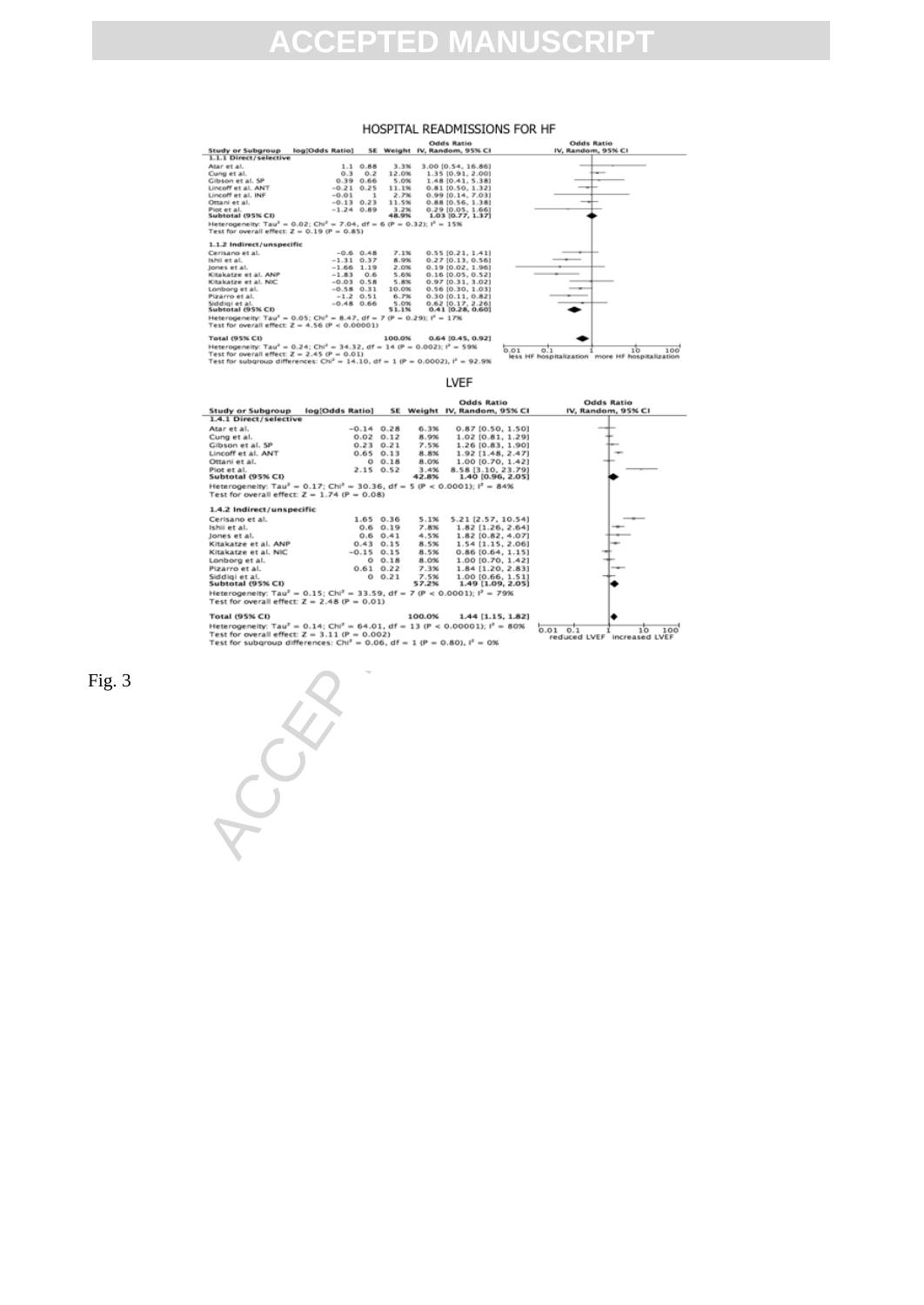HOSPITAL READMISSIONS FOR HF

| Study or Subgroup | log[Odds Ratio] | SE | Weight | Odds Ratio IV, Random, 95% CI |
|---|---|---|---|---|
| **1.1.1 Direct/selective** | | | | |
| Atar et al. | 1.1 | 0.88 | 3.3% | 3.00 [0.54, 16.86] |
| Cung et al. | 0.3 | 0.2 | 12.0% | 1.35 [0.91, 2.00] |
| Gibson et al. SP | 0.39 | 0.66 | 5.0% | 1.48 [0.41, 5.38] |
| Lincoff et al. ANT | −0.21 | 0.25 | 11.1% | 0.81 [0.50, 1.32] |
| Lincoff et al. INF | −0.01 | 1 | 2.7% | 0.99 [0.14, 7.03] |
| Ottani et al. | −0.13 | 0.23 | 11.5% | 0.88 [0.56, 1.38] |
| Piot et al. | −1.24 | 0.89 | 3.2% | 0.29 [0.05, 1.66] |
| **Subtotal (95% CI)** | | | **48.9%** | **1.03 [0.77, 1.37]** |
| Heterogeneity: $Tau^2 = 0.02$; $Chi^2 = 7.04$, df = 6 ($P = 0.32$); $I^2 = 15\%$ | | | | |
| Test for overall effect: $Z = 0.19$ ($P = 0.85$) | | | | |
| **1.1.2 Indirect/unspecific** | | | | |
| Cerisano et al. | −0.6 | 0.48 | 7.1% | 0.55 [0.21, 1.41] |
| Ishii et al. | −1.31 | 0.37 | 8.9% | 0.27 [0.13, 0.56] |
| Jones et al. | −1.66 | 1.19 | 2.0% | 0.19 [0.02, 1.96] |
| Kitakatze et al. ANP | −1.83 | 0.6 | 5.6% | 0.16 [0.05, 0.52] |
| Kitakatze et al. NIC | −0.03 | 0.58 | 5.8% | 0.97 [0.31, 3.02] |
| Lonborg et al. | −0.58 | 0.31 | 10.0% | 0.56 [0.30, 1.03] |
| Pizarro et al. | −1.2 | 0.51 | 6.7% | 0.30 [0.11, 0.82] |
| Siddiqi et al. | −0.48 | 0.66 | 5.0% | 0.62 [0.17, 2.26] |
| **Subtotal (95% CI)** | | | **51.1%** | **0.41 [0.28, 0.60]** |
| Heterogeneity: $Tau^2 = 0.05$; $Chi^2 = 8.47$, df = 7 ($P = 0.29$); $I^2 = 17\%$ | | | | |
| Test for overall effect: $Z = 4.56$ ($P < 0.00001$) | | | | |
| **Total (95% CI)** | | | **100.0%** | **0.64 [0.45, 0.92]** |
| Heterogeneity: $Tau^2 = 0.24$; $Chi^2 = 34.32$, df = 14 ($P = 0.002$); $I^2 = 59\%$ | | | | |
| Test for overall effect: $Z = 2.45$ ($P = 0.01$) | | | | |
| Test for subgroup differences: $Chi^2 = 14.10$, df = 1 ($P = 0.0002$), $I^2 = 92.9\%$ | | | | |

Odds Ratio IV, Random, 95% CI

0.01 0.1 1 10 100

less HF hospitalization more HF hospitalization

LVEF

| Study or Subgroup | log[Odds Ratio] | SE | Weight | Odds Ratio IV, Random, 95% CI |
|---|---|---|---|---|
| **1.4.1 Direct/selective** | | | | |
| Atar et al. | −0.14 | 0.28 | 6.3% | 0.87 [0.50, 1.50] |
| Cung et al. | 0.02 | 0.12 | 8.9% | 1.02 [0.81, 1.29] |
| Gibson et al. SP | 0.23 | 0.21 | 7.5% | 1.26 [0.83, 1.90] |
| Lincoff et al. ANT | 0.65 | 0.13 | 8.8% | 1.92 [1.48, 2.47] |
| Ottani et al. | 0 | 0.18 | 8.0% | 1.00 [0.70, 1.42] |
| Piot et al. | 2.15 | 0.52 | 3.4% | 8.58 [3.10, 23.79] |
| **Subtotal (95% CI)** | | | **42.8%** | **1.40 [0.96, 2.05]** |
| Heterogeneity: $Tau^2 = 0.17$; $Chi^2 = 30.36$, df = 5 ($P < 0.0001$); $I^2 = 84\%$ | | | | |
| Test for overall effect: $Z = 1.74$ ($P = 0.08$) | | | | |
| **1.4.2 Indirect/unspecific** | | | | |
| Cerisano et al. | 1.65 | 0.36 | 5.1% | 5.21 [2.57, 10.54] |
| Ishii et al. | 0.6 | 0.19 | 7.8% | 1.82 [1.26, 2.64] |
| Jones et al. | 0.6 | 0.41 | 4.5% | 1.82 [0.82, 4.07] |
| Kitakatze et al. ANP | 0.43 | 0.15 | 8.5% | 1.54 [1.15, 2.06] |
| Kitakatze et al. NIC | −0.15 | 0.15 | 8.5% | 0.86 [0.64, 1.15] |
| Lonborg et al. | 0 | 0.18 | 8.0% | 1.00 [0.70, 1.42] |
| Pizarro et al. | 0.61 | 0.22 | 7.3% | 1.84 [1.20, 2.83] |
| Siddiqi et al. | 0 | 0.21 | 7.5% | 1.00 [0.66, 1.51] |
| **Subtotal (95% CI)** | | | **57.2%** | **1.49 [1.09, 2.05]** |
| Heterogeneity: $Tau^2 = 0.15$; $Chi^2 = 33.59$, df = 7 ($P < 0.0001$); $I^2 = 79\%$ | | | | |
| Test for overall effect: $Z = 2.48$ ($P = 0.01$) | | | | |
| **Total (95% CI)** | | | **100.0%** | **1.44 [1.15, 1.82]** |
| Heterogeneity: $Tau^2 = 0.14$; $Chi^2 = 64.01$, df = 13 ($P < 0.00001$); $I^2 = 80\%$ | | | | |
| Test for overall effect: $Z = 3.11$ ($P = 0.002$) | | | | |
| Test for subgroup differences: $Chi^2 = 0.06$, df = 1 ($P = 0.80$), $I^2 = 0\%$ | | | | |

Odds Ratio IV, Random, 95% CI

0.01 0.1 1 10 100

reduced LVEF increased LVEF

Fig. 3